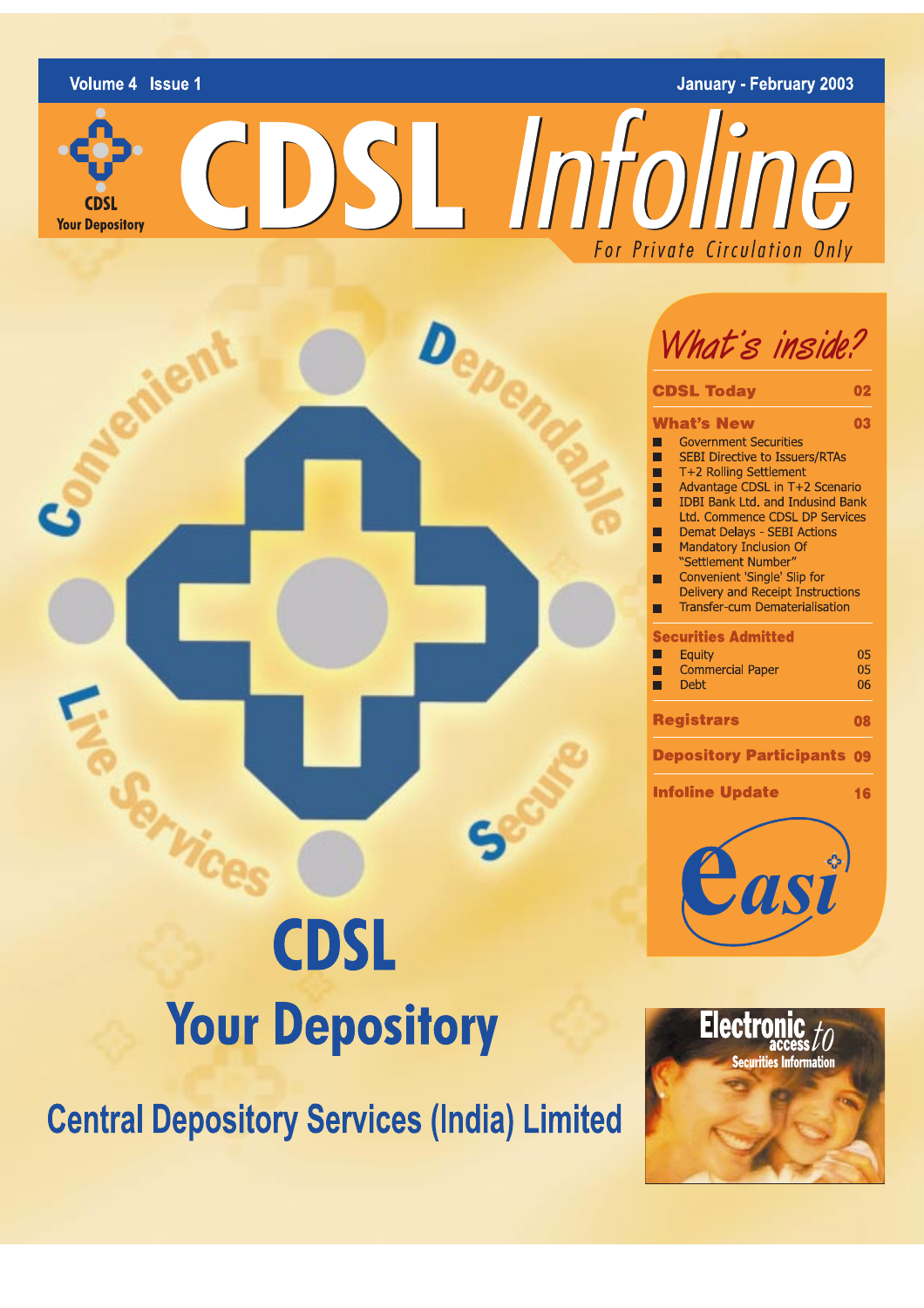Volume 4 Issue 1

January - February 2003

CDSL Your Depository

# CDSL Infoline

For Private Circulation Only

Convenient · Dependable · Secure · Live Services

## What's inside?

| Section | Page |
|---|---|
| **CDSL Today** | **02** |
| **What's New** | **03** |
| Government Securities | |
| SEBI Directive to Issuers/RTAs | |
| T+2 Rolling Settlement | |
| Advantage CDSL in T+2 Scenario | |
| IDBI Bank Ltd. and Indusind Bank Ltd. Commence CDSL DP Services | |
| Demat Delays - SEBI Actions | |
| Mandatory Inclusion Of "Settlement Number" | |
| Convenient 'Single' Slip for Delivery and Receipt Instructions | |
| Transfer-cum Dematerialisation | |
| **Securities Admitted** | |
| Equity | 05 |
| Commercial Paper | 05 |
| Debt | 06 |
| **Registrars** | **08** |
| **Depository Participants** | **09** |
| **Infoline Update** | **16** |

easi

Electronic access to Securities Information

# CDSL

## Your Depository

## Central Depository Services (India) Limited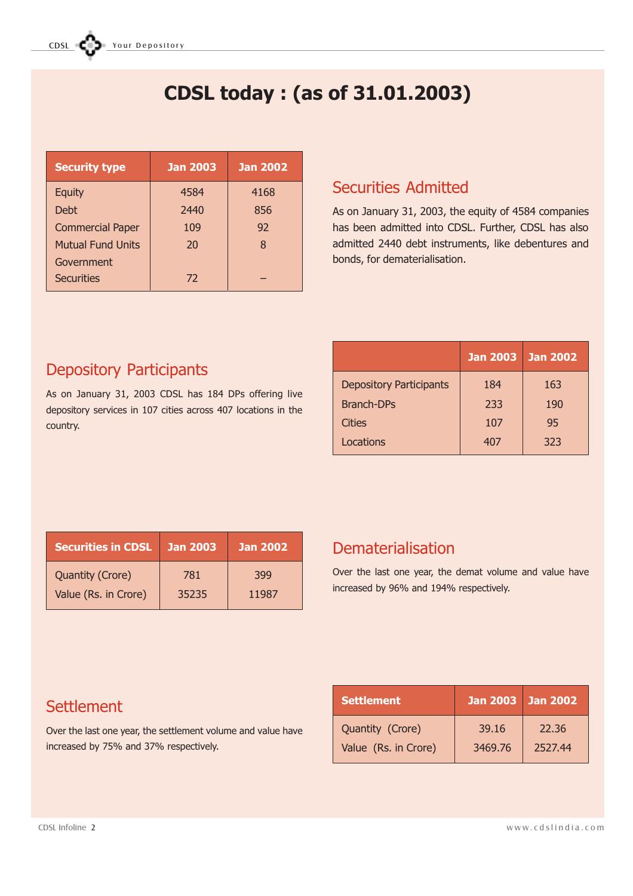# CDSL today : (as of 31.01.2003)

| Security type | Jan 2003 | Jan 2002 |
|---|---|---|
| Equity | 4584 | 4168 |
| Debt | 2440 | 856 |
| Commercial Paper | 109 | 92 |
| Mutual Fund Units | 20 | 8 |
| Government Securities | 72 | – |

## Securities Admitted

As on January 31, 2003, the equity of 4584 companies has been admitted into CDSL. Further, CDSL has also admitted 2440 debt instruments, like debentures and bonds, for dematerialisation.

## Depository Participants

As on January 31, 2003 CDSL has 184 DPs offering live depository services in 107 cities across 407 locations in the country.

| | Jan 2003 | Jan 2002 |
|---|---|---|
| Depository Participants | 184 | 163 |
| Branch-DPs | 233 | 190 |
| Cities | 107 | 95 |
| Locations | 407 | 323 |

| Securities in CDSL | Jan 2003 | Jan 2002 |
|---|---|---|
| Quantity (Crore) | 781 | 399 |
| Value (Rs. in Crore) | 35235 | 11987 |

## Dematerialisation

Over the last one year, the demat volume and value have increased by 96% and 194% respectively.

## Settlement

Over the last one year, the settlement volume and value have increased by 75% and 37% respectively.

| Settlement | Jan 2003 | Jan 2002 |
|---|---|---|
| Quantity (Crore) | 39.16 | 22.36 |
| Value (Rs. in Crore) | 3469.76 | 2527.44 |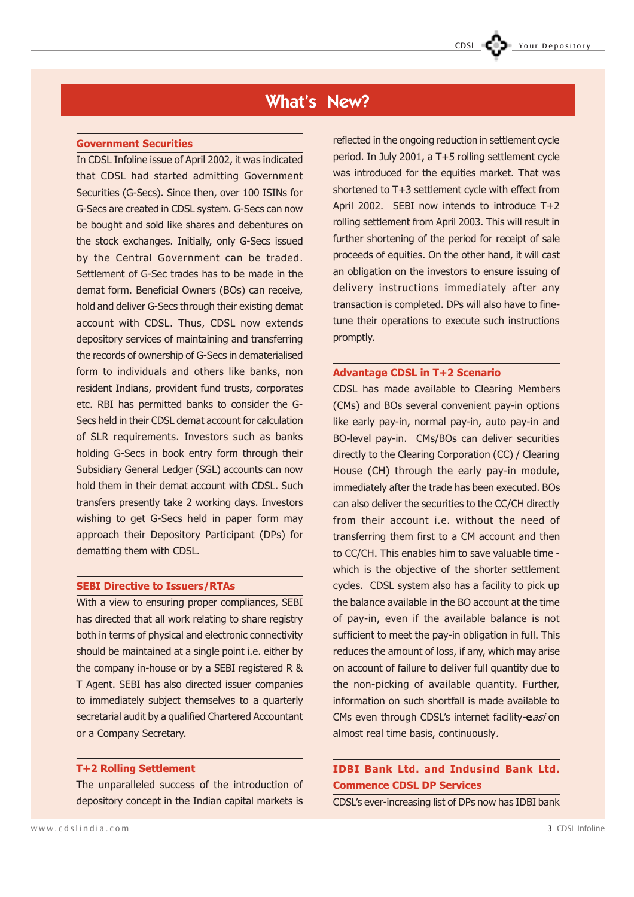# What's New?

## Government Securities

In CDSL Infoline issue of April 2002, it was indicated that CDSL had started admitting Government Securities (G-Secs). Since then, over 100 ISINs for G-Secs are created in CDSL system. G-Secs can now be bought and sold like shares and debentures on the stock exchanges. Initially, only G-Secs issued by the Central Government can be traded. Settlement of G-Sec trades has to be made in the demat form. Beneficial Owners (BOs) can receive, hold and deliver G-Secs through their existing demat account with CDSL. Thus, CDSL now extends depository services of maintaining and transferring the records of ownership of G-Secs in dematerialised form to individuals and others like banks, non resident Indians, provident fund trusts, corporates etc. RBI has permitted banks to consider the G-Secs held in their CDSL demat account for calculation of SLR requirements. Investors such as banks holding G-Secs in book entry form through their Subsidiary General Ledger (SGL) accounts can now hold them in their demat account with CDSL. Such transfers presently take 2 working days. Investors wishing to get G-Secs held in paper form may approach their Depository Participant (DPs) for dematting them with CDSL.

## SEBI Directive to Issuers/RTAs

With a view to ensuring proper compliances, SEBI has directed that all work relating to share registry both in terms of physical and electronic connectivity should be maintained at a single point i.e. either by the company in-house or by a SEBI registered R & T Agent. SEBI has also directed issuer companies to immediately subject themselves to a quarterly secretarial audit by a qualified Chartered Accountant or a Company Secretary.

## T+2 Rolling Settlement

The unparalleled success of the introduction of depository concept in the Indian capital markets is reflected in the ongoing reduction in settlement cycle period. In July 2001, a T+5 rolling settlement cycle was introduced for the equities market. That was shortened to T+3 settlement cycle with effect from April 2002. SEBI now intends to introduce T+2 rolling settlement from April 2003. This will result in further shortening of the period for receipt of sale proceeds of equities. On the other hand, it will cast an obligation on the investors to ensure issuing of delivery instructions immediately after any transaction is completed. DPs will also have to fine-tune their operations to execute such instructions promptly.

## Advantage CDSL in T+2 Scenario

CDSL has made available to Clearing Members (CMs) and BOs several convenient pay-in options like early pay-in, normal pay-in, auto pay-in and BO-level pay-in. CMs/BOs can deliver securities directly to the Clearing Corporation (CC) / Clearing House (CH) through the early pay-in module, immediately after the trade has been executed. BOs can also deliver the securities to the CC/CH directly from their account i.e. without the need of transferring them first to a CM account and then to CC/CH. This enables him to save valuable time - which is the objective of the shorter settlement cycles. CDSL system also has a facility to pick up the balance available in the BO account at the time of pay-in, even if the available balance is not sufficient to meet the pay-in obligation in full. This reduces the amount of loss, if any, which may arise on account of failure to deliver full quantity due to the non-picking of available quantity. Further, information on such shortfall is made available to CMs even through CDSL's internet facility-**e***asi* on almost real time basis, continuously.

## IDBI Bank Ltd. and Indusind Bank Ltd. Commence CDSL DP Services

CDSL's ever-increasing list of DPs now has IDBI bank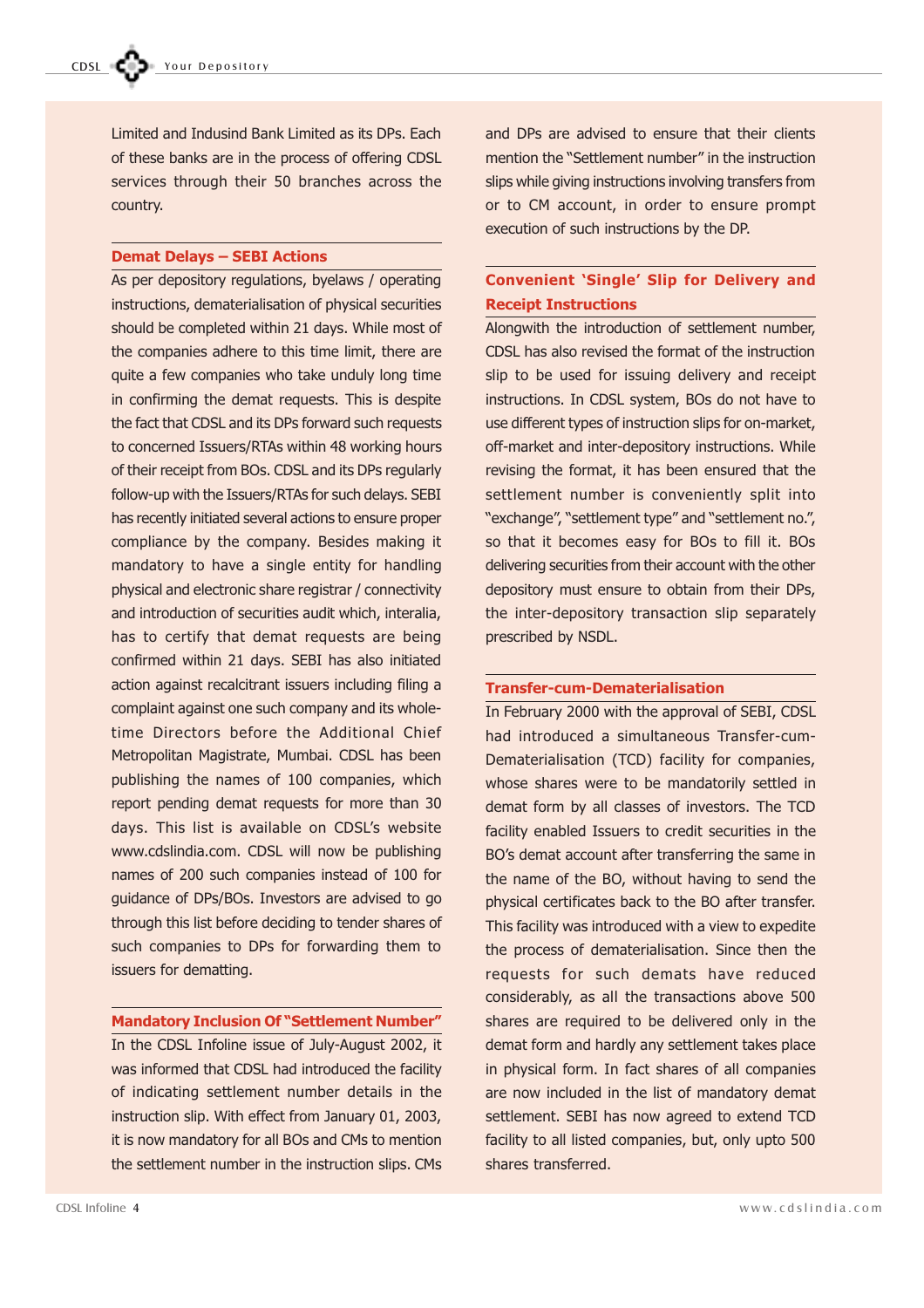Limited and Indusind Bank Limited as its DPs. Each of these banks are in the process of offering CDSL services through their 50 branches across the country.

## Demat Delays – SEBI Actions

As per depository regulations, byelaws / operating instructions, dematerialisation of physical securities should be completed within 21 days. While most of the companies adhere to this time limit, there are quite a few companies who take unduly long time in confirming the demat requests. This is despite the fact that CDSL and its DPs forward such requests to concerned Issuers/RTAs within 48 working hours of their receipt from BOs. CDSL and its DPs regularly follow-up with the Issuers/RTAs for such delays. SEBI has recently initiated several actions to ensure proper compliance by the company. Besides making it mandatory to have a single entity for handling physical and electronic share registrar / connectivity and introduction of securities audit which, interalia, has to certify that demat requests are being confirmed within 21 days. SEBI has also initiated action against recalcitrant issuers including filing a complaint against one such company and its whole-time Directors before the Additional Chief Metropolitan Magistrate, Mumbai. CDSL has been publishing the names of 100 companies, which report pending demat requests for more than 30 days. This list is available on CDSL's website www.cdslindia.com. CDSL will now be publishing names of 200 such companies instead of 100 for guidance of DPs/BOs. Investors are advised to go through this list before deciding to tender shares of such companies to DPs for forwarding them to issuers for dematting.

## Mandatory Inclusion Of "Settlement Number"

In the CDSL Infoline issue of July-August 2002, it was informed that CDSL had introduced the facility of indicating settlement number details in the instruction slip. With effect from January 01, 2003, it is now mandatory for all BOs and CMs to mention the settlement number in the instruction slips. CMs and DPs are advised to ensure that their clients mention the "Settlement number" in the instruction slips while giving instructions involving transfers from or to CM account, in order to ensure prompt execution of such instructions by the DP.

## Convenient 'Single' Slip for Delivery and Receipt Instructions

Alongwith the introduction of settlement number, CDSL has also revised the format of the instruction slip to be used for issuing delivery and receipt instructions. In CDSL system, BOs do not have to use different types of instruction slips for on-market, off-market and inter-depository instructions. While revising the format, it has been ensured that the settlement number is conveniently split into "exchange", "settlement type" and "settlement no.", so that it becomes easy for BOs to fill it. BOs delivering securities from their account with the other depository must ensure to obtain from their DPs, the inter-depository transaction slip separately prescribed by NSDL.

## Transfer-cum-Dematerialisation

In February 2000 with the approval of SEBI, CDSL had introduced a simultaneous Transfer-cum-Dematerialisation (TCD) facility for companies, whose shares were to be mandatorily settled in demat form by all classes of investors. The TCD facility enabled Issuers to credit securities in the BO's demat account after transferring the same in the name of the BO, without having to send the physical certificates back to the BO after transfer. This facility was introduced with a view to expedite the process of dematerialisation. Since then the requests for such demats have reduced considerably, as all the transactions above 500 shares are required to be delivered only in the demat form and hardly any settlement takes place in physical form. In fact shares of all companies are now included in the list of mandatory demat settlement. SEBI has now agreed to extend TCD facility to all listed companies, but, only upto 500 shares transferred.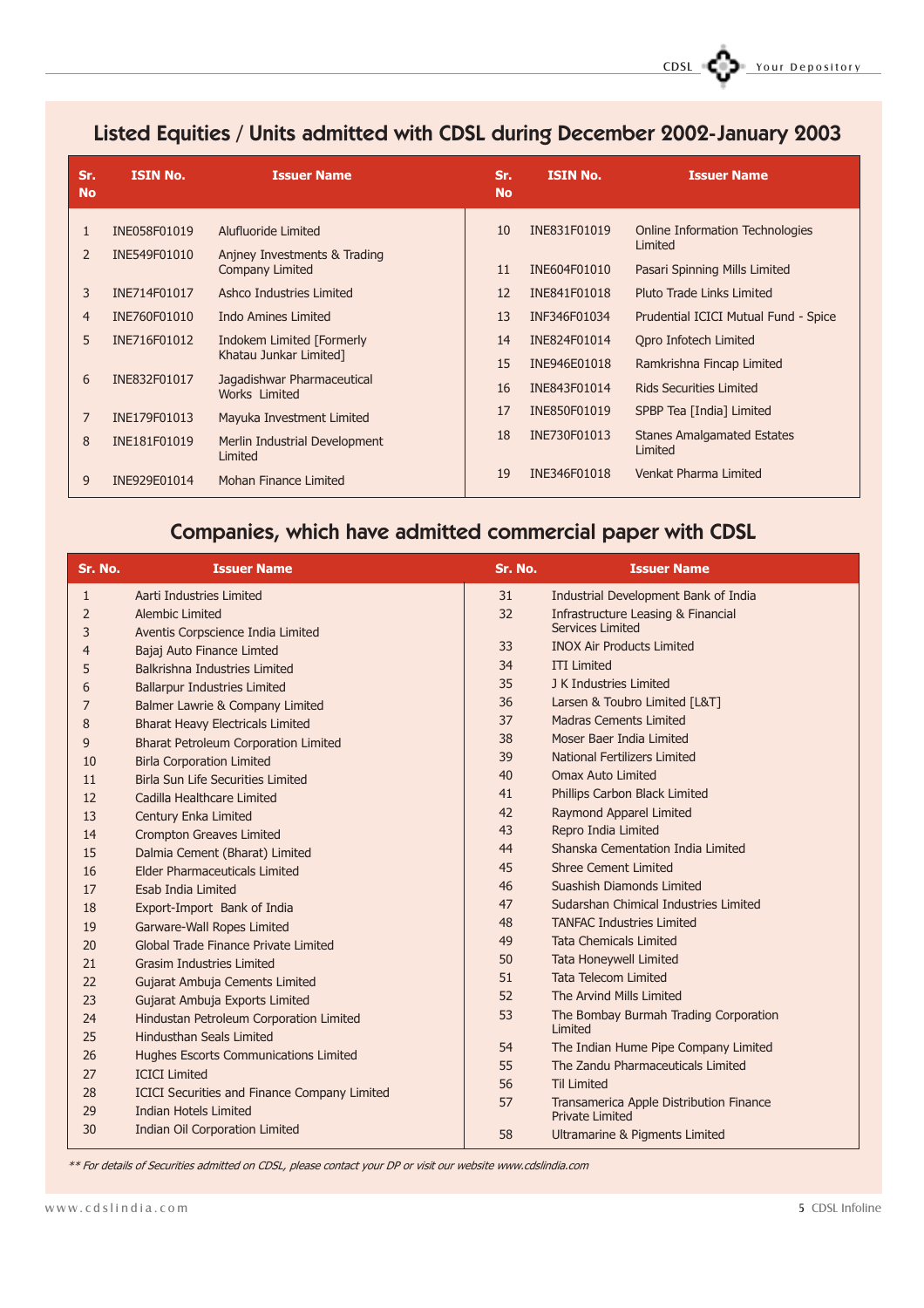## Listed Equities / Units admitted with CDSL during December 2002-January 2003

| Sr. No | ISIN No. | Issuer Name |
|---|---|---|
| 1 | INE058F01019 | Alufluoride Limited |
| 2 | INE549F01010 | Anjney Investments & Trading Company Limited |
| 3 | INE714F01017 | Ashco Industries Limited |
| 4 | INE760F01010 | Indo Amines Limited |
| 5 | INE716F01012 | Indokem Limited [Formerly Khatau Junkar Limited] |
| 6 | INE832F01017 | Jagadishwar Pharmaceutical Works Limited |
| 7 | INE179F01013 | Mayuka Investment Limited |
| 8 | INE181F01019 | Merlin Industrial Development Limited |
| 9 | INE929E01014 | Mohan Finance Limited |
| 10 | INE831F01019 | Online Information Technologies Limited |
| 11 | INE604F01010 | Pasari Spinning Mills Limited |
| 12 | INE841F01018 | Pluto Trade Links Limited |
| 13 | INF346F01034 | Prudential ICICI Mutual Fund - Spice |
| 14 | INE824F01014 | Qpro Infotech Limited |
| 15 | INE946E01018 | Ramkrishna Fincap Limited |
| 16 | INE843F01014 | Rids Securities Limited |
| 17 | INE850F01019 | SPBP Tea [India] Limited |
| 18 | INE730F01013 | Stanes Amalgamated Estates Limited |
| 19 | INE346F01018 | Venkat Pharma Limited |

## Companies, which have admitted commercial paper with CDSL

| Sr. No. | Issuer Name |
|---|---|
| 1 | Aarti Industries Limited |
| 2 | Alembic Limited |
| 3 | Aventis Corpscience India Limited |
| 4 | Bajaj Auto Finance Limted |
| 5 | Balkrishna Industries Limited |
| 6 | Ballarpur Industries Limited |
| 7 | Balmer Lawrie & Company Limited |
| 8 | Bharat Heavy Electricals Limited |
| 9 | Bharat Petroleum Corporation Limited |
| 10 | Birla Corporation Limited |
| 11 | Birla Sun Life Securities Limited |
| 12 | Cadilla Healthcare Limited |
| 13 | Century Enka Limited |
| 14 | Crompton Greaves Limited |
| 15 | Dalmia Cement (Bharat) Limited |
| 16 | Elder Pharmaceuticals Limited |
| 17 | Esab India Limited |
| 18 | Export-Import Bank of India |
| 19 | Garware-Wall Ropes Limited |
| 20 | Global Trade Finance Private Limited |
| 21 | Grasim Industries Limited |
| 22 | Gujarat Ambuja Cements Limited |
| 23 | Gujarat Ambuja Exports Limited |
| 24 | Hindustan Petroleum Corporation Limited |
| 25 | Hindusthan Seals Limited |
| 26 | Hughes Escorts Communications Limited |
| 27 | ICICI Limited |
| 28 | ICICI Securities and Finance Company Limited |
| 29 | Indian Hotels Limited |
| 30 | Indian Oil Corporation Limited |
| 31 | Industrial Development Bank of India |
| 32 | Infrastructure Leasing & Financial Services Limited |
| 33 | INOX Air Products Limited |
| 34 | ITI Limited |
| 35 | J K Industries Limited |
| 36 | Larsen & Toubro Limited [L&T] |
| 37 | Madras Cements Limited |
| 38 | Moser Baer India Limited |
| 39 | National Fertilizers Limited |
| 40 | Omax Auto Limited |
| 41 | Phillips Carbon Black Limited |
| 42 | Raymond Apparel Limited |
| 43 | Repro India Limited |
| 44 | Shanska Cementation India Limited |
| 45 | Shree Cement Limited |
| 46 | Suashish Diamonds Limited |
| 47 | Sudarshan Chimical Industries Limited |
| 48 | TANFAC Industries Limited |
| 49 | Tata Chemicals Limited |
| 50 | Tata Honeywell Limited |
| 51 | Tata Telecom Limited |
| 52 | The Arvind Mills Limited |
| 53 | The Bombay Burmah Trading Corporation Limited |
| 54 | The Indian Hume Pipe Company Limited |
| 55 | The Zandu Pharmaceuticals Limited |
| 56 | Til Limited |
| 57 | Transamerica Apple Distribution Finance Private Limited |
| 58 | Ultramarine & Pigments Limited |

*** For details of Securities admitted on CDSL, please contact your DP or visit our website www.cdslindia.com*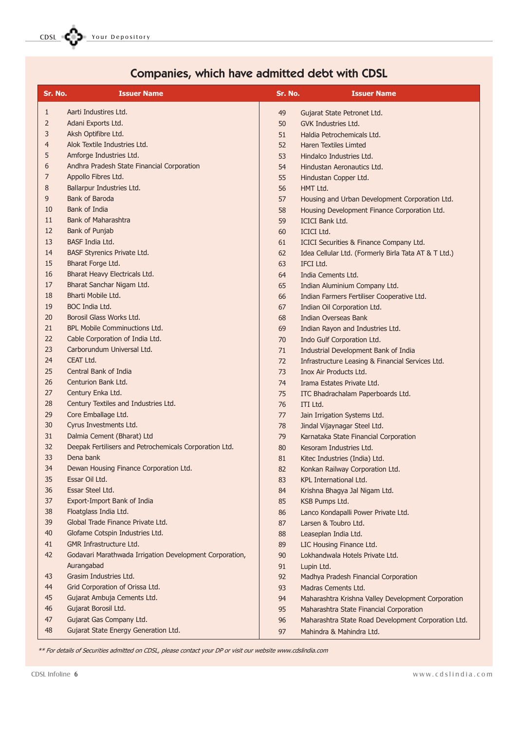## Companies, which have admitted debt with CDSL

| Sr. No. | Issuer Name |
|---|---|
| 1 | Aarti Industires Ltd. |
| 2 | Adani Exports Ltd. |
| 3 | Aksh Optifibre Ltd. |
| 4 | Alok Textile Industries Ltd. |
| 5 | Amforge Industries Ltd. |
| 6 | Andhra Pradesh State Financial Corporation |
| 7 | Appollo Fibres Ltd. |
| 8 | Ballarpur Industries Ltd. |
| 9 | Bank of Baroda |
| 10 | Bank of India |
| 11 | Bank of Maharashtra |
| 12 | Bank of Punjab |
| 13 | BASF India Ltd. |
| 14 | BASF Styrenics Private Ltd. |
| 15 | Bharat Forge Ltd. |
| 16 | Bharat Heavy Electricals Ltd. |
| 17 | Bharat Sanchar Nigam Ltd. |
| 18 | Bharti Mobile Ltd. |
| 19 | BOC India Ltd. |
| 20 | Borosil Glass Works Ltd. |
| 21 | BPL Mobile Comminuctions Ltd. |
| 22 | Cable Corporation of India Ltd. |
| 23 | Carborundum Universal Ltd. |
| 24 | CEAT Ltd. |
| 25 | Central Bank of India |
| 26 | Centurion Bank Ltd. |
| 27 | Century Enka Ltd. |
| 28 | Century Textiles and Industries Ltd. |
| 29 | Core Emballage Ltd. |
| 30 | Cyrus Investments Ltd. |
| 31 | Dalmia Cement (Bharat) Ltd |
| 32 | Deepak Fertilisers and Petrochemicals Corporation Ltd. |
| 33 | Dena bank |
| 34 | Dewan Housing Finance Corporation Ltd. |
| 35 | Essar Oil Ltd. |
| 36 | Essar Steel Ltd. |
| 37 | Export-Import Bank of India |
| 38 | Floatglass India Ltd. |
| 39 | Global Trade Finance Private Ltd. |
| 40 | Glofame Cotspin Industries Ltd. |
| 41 | GMR Infrastructure Ltd. |
| 42 | Godavari Marathwada Irrigation Development Corporation, Aurangabad |
| 43 | Grasim Industries Ltd. |
| 44 | Grid Corporation of Orissa Ltd. |
| 45 | Gujarat Ambuja Cements Ltd. |
| 46 | Gujarat Borosil Ltd. |
| 47 | Gujarat Gas Company Ltd. |
| 48 | Gujarat State Energy Generation Ltd. |
| 49 | Gujarat State Petronet Ltd. |
| 50 | GVK Industries Ltd. |
| 51 | Haldia Petrochemicals Ltd. |
| 52 | Haren Textiles Limted |
| 53 | Hindalco Industries Ltd. |
| 54 | Hindustan Aeronautics Ltd. |
| 55 | Hindustan Copper Ltd. |
| 56 | HMT Ltd. |
| 57 | Housing and Urban Development Corporation Ltd. |
| 58 | Housing Development Finance Corporation Ltd. |
| 59 | ICICI Bank Ltd. |
| 60 | ICICI Ltd. |
| 61 | ICICI Securities & Finance Company Ltd. |
| 62 | Idea Cellular Ltd. (Formerly Birla Tata AT & T Ltd.) |
| 63 | IFCI Ltd. |
| 64 | India Cements Ltd. |
| 65 | Indian Aluminium Company Ltd. |
| 66 | Indian Farmers Fertiliser Cooperative Ltd. |
| 67 | Indian Oil Corporation Ltd. |
| 68 | Indian Overseas Bank |
| 69 | Indian Rayon and Industries Ltd. |
| 70 | Indo Gulf Corporation Ltd. |
| 71 | Industrial Development Bank of India |
| 72 | Infrastructure Leasing & Financial Services Ltd. |
| 73 | Inox Air Products Ltd. |
| 74 | Irama Estates Private Ltd. |
| 75 | ITC Bhadrachalam Paperboards Ltd. |
| 76 | ITI Ltd. |
| 77 | Jain Irrigation Systems Ltd. |
| 78 | Jindal Vijaynagar Steel Ltd. |
| 79 | Karnataka State Financial Corporation |
| 80 | Kesoram Industries Ltd. |
| 81 | Kitec Industries (India) Ltd. |
| 82 | Konkan Railway Corporation Ltd. |
| 83 | KPL International Ltd. |
| 84 | Krishna Bhagya Jal Nigam Ltd. |
| 85 | KSB Pumps Ltd. |
| 86 | Lanco Kondapalli Power Private Ltd. |
| 87 | Larsen & Toubro Ltd. |
| 88 | Leaseplan India Ltd. |
| 89 | LIC Housing Finance Ltd. |
| 90 | Lokhandwala Hotels Private Ltd. |
| 91 | Lupin Ltd. |
| 92 | Madhya Pradesh Financial Corporation |
| 93 | Madras Cements Ltd. |
| 94 | Maharashtra Krishna Valley Development Corporation |
| 95 | Maharashtra State Financial Corporation |
| 96 | Maharashtra State Road Development Corporation Ltd. |
| 97 | Mahindra & Mahindra Ltd. |

*\*\* For details of Securities admitted on CDSL, please contact your DP or visit our website www.cdslindia.com*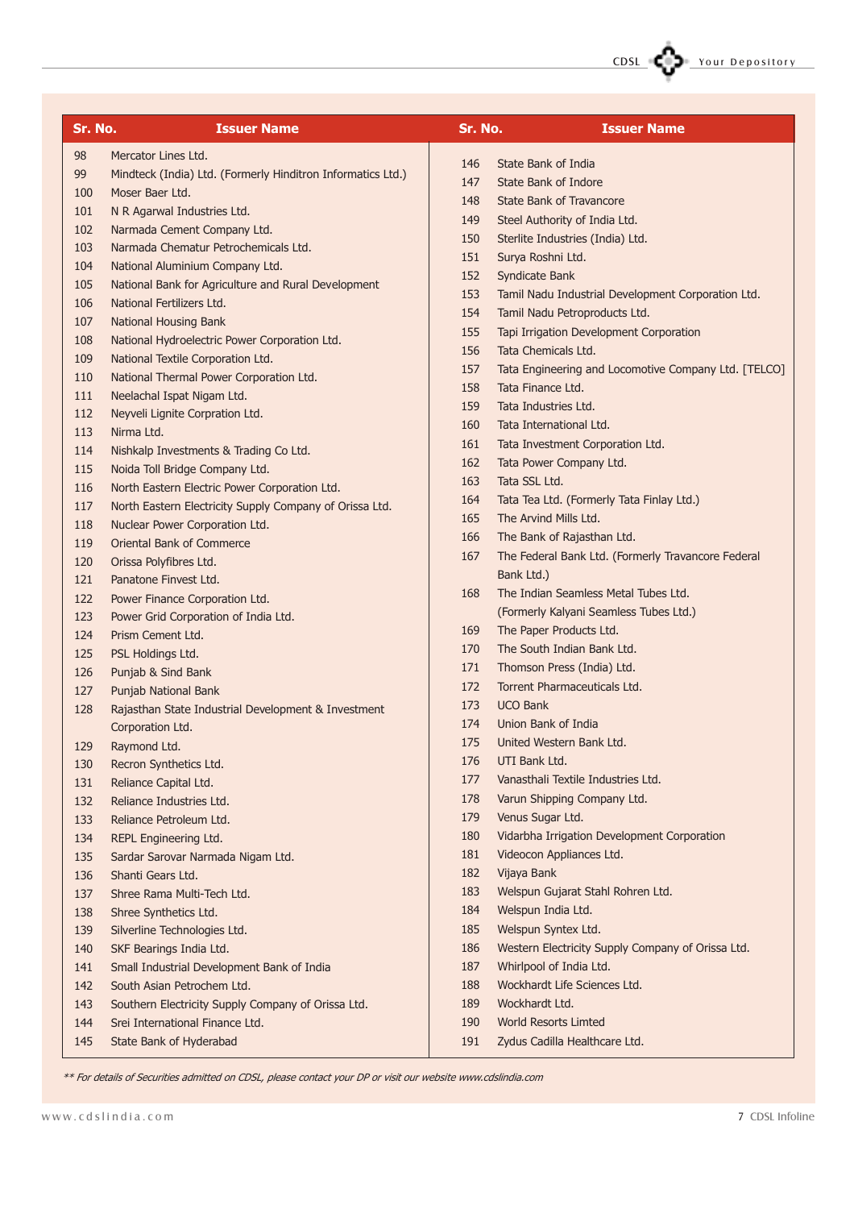| Sr. No. | Issuer Name |
|---|---|
| 98 | Mercator Lines Ltd. |
| 99 | Mindteck (India) Ltd. (Formerly Hinditron Informatics Ltd.) |
| 100 | Moser Baer Ltd. |
| 101 | N R Agarwal Industries Ltd. |
| 102 | Narmada Cement Company Ltd. |
| 103 | Narmada Chematur Petrochemicals Ltd. |
| 104 | National Aluminium Company Ltd. |
| 105 | National Bank for Agriculture and Rural Development |
| 106 | National Fertilizers Ltd. |
| 107 | National Housing Bank |
| 108 | National Hydroelectric Power Corporation Ltd. |
| 109 | National Textile Corporation Ltd. |
| 110 | National Thermal Power Corporation Ltd. |
| 111 | Neelachal Ispat Nigam Ltd. |
| 112 | Neyveli Lignite Corpration Ltd. |
| 113 | Nirma Ltd. |
| 114 | Nishkalp Investments & Trading Co Ltd. |
| 115 | Noida Toll Bridge Company Ltd. |
| 116 | North Eastern Electric Power Corporation Ltd. |
| 117 | North Eastern Electricity Supply Company of Orissa Ltd. |
| 118 | Nuclear Power Corporation Ltd. |
| 119 | Oriental Bank of Commerce |
| 120 | Orissa Polyfibres Ltd. |
| 121 | Panatone Finvest Ltd. |
| 122 | Power Finance Corporation Ltd. |
| 123 | Power Grid Corporation of India Ltd. |
| 124 | Prism Cement Ltd. |
| 125 | PSL Holdings Ltd. |
| 126 | Punjab & Sind Bank |
| 127 | Punjab National Bank |
| 128 | Rajasthan State Industrial Development & Investment Corporation Ltd. |
| 129 | Raymond Ltd. |
| 130 | Recron Synthetics Ltd. |
| 131 | Reliance Capital Ltd. |
| 132 | Reliance Industries Ltd. |
| 133 | Reliance Petroleum Ltd. |
| 134 | REPL Engineering Ltd. |
| 135 | Sardar Sarovar Narmada Nigam Ltd. |
| 136 | Shanti Gears Ltd. |
| 137 | Shree Rama Multi-Tech Ltd. |
| 138 | Shree Synthetics Ltd. |
| 139 | Silverline Technologies Ltd. |
| 140 | SKF Bearings India Ltd. |
| 141 | Small Industrial Development Bank of India |
| 142 | South Asian Petrochem Ltd. |
| 143 | Southern Electricity Supply Company of Orissa Ltd. |
| 144 | Srei International Finance Ltd. |
| 145 | State Bank of Hyderabad |
| 146 | State Bank of India |
| 147 | State Bank of Indore |
| 148 | State Bank of Travancore |
| 149 | Steel Authority of India Ltd. |
| 150 | Sterlite Industries (India) Ltd. |
| 151 | Surya Roshni Ltd. |
| 152 | Syndicate Bank |
| 153 | Tamil Nadu Industrial Development Corporation Ltd. |
| 154 | Tamil Nadu Petroproducts Ltd. |
| 155 | Tapi Irrigation Development Corporation |
| 156 | Tata Chemicals Ltd. |
| 157 | Tata Engineering and Locomotive Company Ltd. [TELCO] |
| 158 | Tata Finance Ltd. |
| 159 | Tata Industries Ltd. |
| 160 | Tata International Ltd. |
| 161 | Tata Investment Corporation Ltd. |
| 162 | Tata Power Company Ltd. |
| 163 | Tata SSL Ltd. |
| 164 | Tata Tea Ltd. (Formerly Tata Finlay Ltd.) |
| 165 | The Arvind Mills Ltd. |
| 166 | The Bank of Rajasthan Ltd. |
| 167 | The Federal Bank Ltd. (Formerly Travancore Federal Bank Ltd.) |
| 168 | The Indian Seamless Metal Tubes Ltd. (Formerly Kalyani Seamless Tubes Ltd.) |
| 169 | The Paper Products Ltd. |
| 170 | The South Indian Bank Ltd. |
| 171 | Thomson Press (India) Ltd. |
| 172 | Torrent Pharmaceuticals Ltd. |
| 173 | UCO Bank |
| 174 | Union Bank of India |
| 175 | United Western Bank Ltd. |
| 176 | UTI Bank Ltd. |
| 177 | Vanasthali Textile Industries Ltd. |
| 178 | Varun Shipping Company Ltd. |
| 179 | Venus Sugar Ltd. |
| 180 | Vidarbha Irrigation Development Corporation |
| 181 | Videocon Appliances Ltd. |
| 182 | Vijaya Bank |
| 183 | Welspun Gujarat Stahl Rohren Ltd. |
| 184 | Welspun India Ltd. |
| 185 | Welspun Syntex Ltd. |
| 186 | Western Electricity Supply Company of Orissa Ltd. |
| 187 | Whirlpool of India Ltd. |
| 188 | Wockhardt Life Sciences Ltd. |
| 189 | Wockhardt Ltd. |
| 190 | World Resorts Limted |
| 191 | Zydus Cadilla Healthcare Ltd. |

*\*\* For details of Securities admitted on CDSL, please contact your DP or visit our website www.cdslindia.com*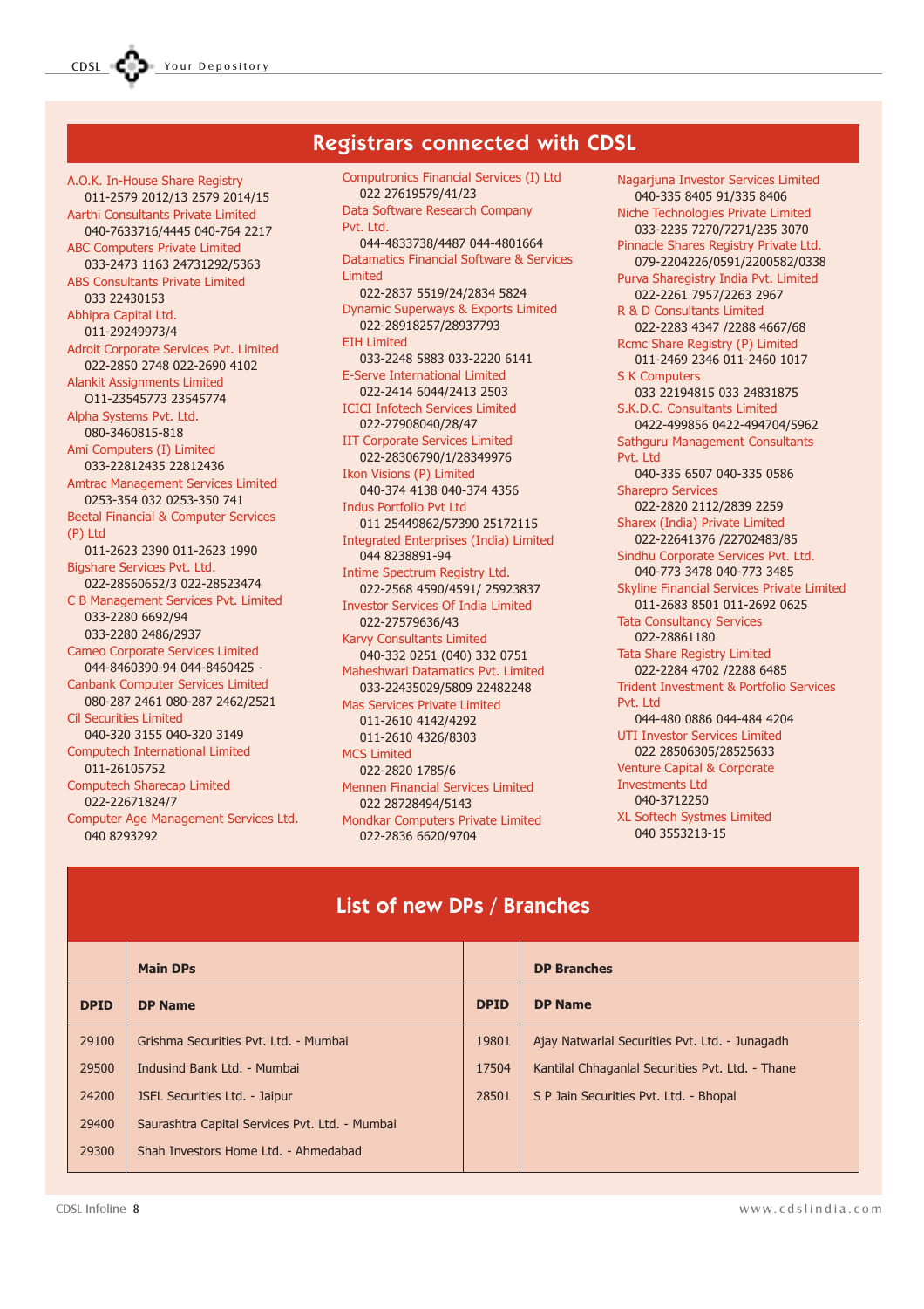## Registrars connected with CDSL

A.O.K. In-House Share Registry
011-2579 2012/13 2579 2014/15

Aarthi Consultants Private Limited
040-7633716/4445 040-764 2217

ABC Computers Private Limited
033-2473 1163 24731292/5363

ABS Consultants Private Limited
033 22430153

Abhipra Capital Ltd.
011-29249973/4

Adroit Corporate Services Pvt. Limited
022-2850 2748 022-2690 4102

Alankit Assignments Limited
011-23545773 23545774

Alpha Systems Pvt. Ltd.
080-3460815-818

Ami Computers (I) Limited
033-22812435 22812436

Amtrac Management Services Limited
0253-354 032 0253-350 741

Beetal Financial & Computer Services (P) Ltd
011-2623 2390 011-2623 1990

Bigshare Services Pvt. Ltd.
022-28560652/3 022-28523474

C B Management Services Pvt. Limited
033-2280 6692/94
033-2280 2486/2937

Cameo Corporate Services Limited
044-8460390-94 044-8460425 -

Canbank Computer Services Limited
080-287 2461 080-287 2462/2521

Cil Securities Limited
040-320 3155 040-320 3149

Computech International Limited
011-26105752

Computech Sharecap Limited
022-22671824/7

Computer Age Management Services Ltd.
040 8293292

Computronics Financial Services (I) Ltd
022 27619579/41/23

Data Software Research Company Pvt. Ltd.
044-4833738/4487 044-4801664

Datamatics Financial Software & Services Limited
022-2837 5519/24/2834 5824

Dynamic Superways & Exports Limited
022-28918257/28937793

EIH Limited
033-2248 5883 033-2220 6141

E-Serve International Limited
022-2414 6044/2413 2503

ICICI Infotech Services Limited
022-27908040/28/47

IIT Corporate Services Limited
022-28306790/1/28349976

Ikon Visions (P) Limited
040-374 4138 040-374 4356

Indus Portfolio Pvt Ltd
011 25449862/57390 25172115

Integrated Enterprises (India) Limited
044 8238891-94

Intime Spectrum Registry Ltd.
022-2568 4590/4591/ 25923837

Investor Services Of India Limited
022-27579636/43

Karvy Consultants Limited
040-332 0251 (040) 332 0751

Maheshwari Datamatics Pvt. Limited
033-22435029/5809 22482248

Mas Services Private Limited
011-2610 4142/4292
011-2610 4326/8303

MCS Limited
022-2820 1785/6

Mennen Financial Services Limited
022 28728494/5143

Mondkar Computers Private Limited
022-2836 6620/9704

Nagarjuna Investor Services Limited
040-335 8405 91/335 8406

Niche Technologies Private Limited
033-2235 7270/7271/235 3070

Pinnacle Shares Registry Private Ltd.
079-2204226/0591/2200582/0338

Purva Sharegistry India Pvt. Limited
022-2261 7957/2263 2967

R & D Consultants Limited
022-2283 4347 /2288 4667/68

Rcmc Share Registry (P) Limited
011-2469 2346 011-2460 1017

S K Computers
033 22194815 033 24831875

S.K.D.C. Consultants Limited
0422-499856 0422-494704/5962

Sathguru Management Consultants Pvt. Ltd
040-335 6507 040-335 0586

Sharepro Services
022-2820 2112/2839 2259

Sharex (India) Private Limited
022-22641376 /22702483/85

Sindhu Corporate Services Pvt. Ltd.
040-773 3478 040-773 3485

Skyline Financial Services Private Limited
011-2683 8501 011-2692 0625

Tata Consultancy Services
022-28861180

Tata Share Registry Limited
022-2284 4702 /2288 6485

Trident Investment & Portfolio Services Pvt. Ltd
044-480 0886 044-484 4204

UTI Investor Services Limited
022 28506305/28525633

Venture Capital & Corporate Investments Ltd
040-3712250

XL Softech Systmes Limited
040 3553213-15

## List of new DPs / Branches

| | Main DPs | | DP Branches |
|---|---|---|---|
| **DPID** | **DP Name** | **DPID** | **DP Name** |
| 29100 | Grishma Securities Pvt. Ltd. - Mumbai | 19801 | Ajay Natwarlal Securities Pvt. Ltd. - Junagadh |
| 29500 | Indusind Bank Ltd. - Mumbai | 17504 | Kantilal Chhaganlal Securities Pvt. Ltd. - Thane |
| 24200 | JSEL Securities Ltd. - Jaipur | 28501 | S P Jain Securities Pvt. Ltd. - Bhopal |
| 29400 | Saurashtra Capital Services Pvt. Ltd. - Mumbai | | |
| 29300 | Shah Investors Home Ltd. - Ahmedabad | | |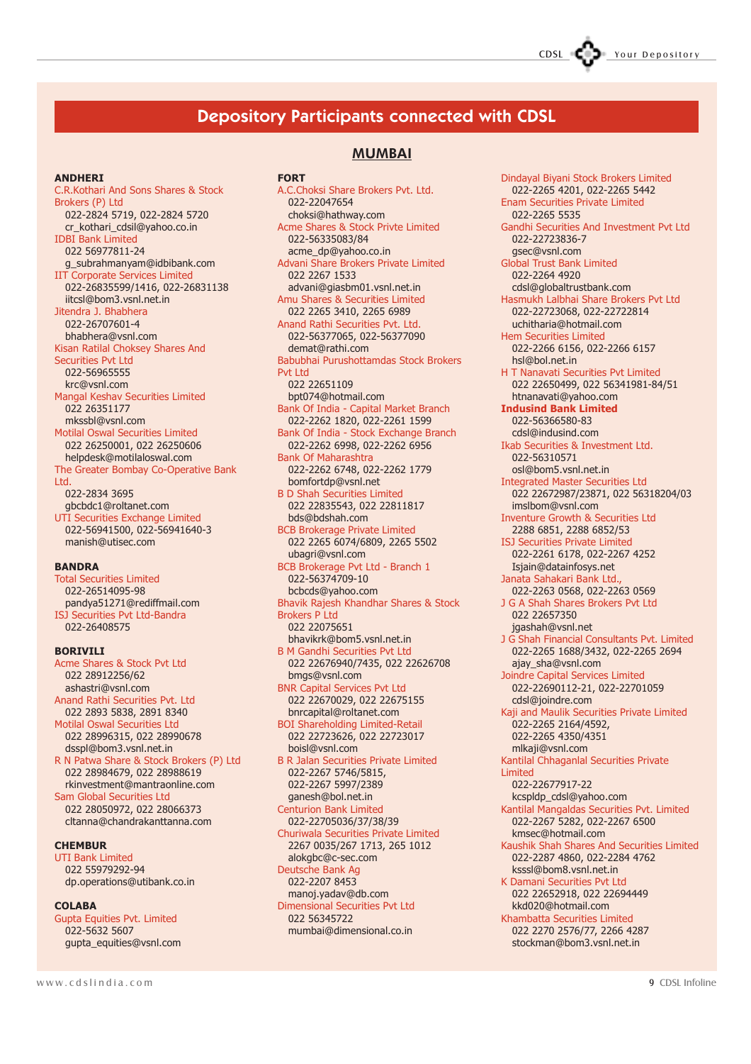# Depository Participants connected with CDSL

## MUMBAI

### ANDHERI

C.R.Kothari And Sons Shares & Stock Brokers (P) Ltd
022-2824 5719, 022-2824 5720
cr_kothari_cdsil@yahoo.co.in

IDBI Bank Limited
022 56977811-24
g_subrahmanyam@idbibank.com

IIT Corporate Services Limited
022-26835599/1416, 022-26831138
iitcsl@bom3.vsnl.net.in

Jitendra J. Bhabhera
022-26707601-4
bhabhera@vsnl.com

Kisan Ratilal Choksey Shares And Securities Pvt Ltd
022-56965555
krc@vsnl.com

Mangal Keshav Securities Limited
022 26351177
mkssbl@vsnl.com

Motilal Oswal Securities Limited
022 26250001, 022 26250606
helpdesk@motilaloswal.com

The Greater Bombay Co-Operative Bank Ltd.
022-2834 3695
gbcbdc1@roltanet.com

UTI Securities Exchange Limited
022-56941500, 022-56941640-3
manish@utisec.com

### BANDRA

Total Securities Limited
022-26514095-98
pandya51271@rediffmail.com

ISJ Securities Pvt Ltd-Bandra
022-26408575

### BORIVILI

Acme Shares & Stock Pvt Ltd
022 28912256/62
ashastri@vsnl.com

Anand Rathi Securities Pvt. Ltd
022 2893 5838, 2891 8340

Motilal Oswal Securities Ltd
022 28996315, 022 28990678
dsspl@bom3.vsnl.net.in

R N Patwa Share & Stock Brokers (P) Ltd
022 28984679, 022 28988619
rkinvestment@mantraonline.com

Sam Global Securities Ltd
022 28050972, 022 28066373
cltanna@chandrakanttanna.com

### CHEMBUR

UTI Bank Limited
022 55979292-94
dp.operations@utibank.co.in

### COLABA

Gupta Equities Pvt. Limited
022-5632 5607
gupta_equities@vsnl.com

### FORT

A.C.Choksi Share Brokers Pvt. Ltd.
022-22047654
choksi@hathway.com

Acme Shares & Stock Privte Limited
022-56335083/84
acme_dp@yahoo.co.in

Advani Share Brokers Private Limited
022 2267 1533
advani@giasbm01.vsnl.net.in

Amu Shares & Securities Limited
022 2265 3410, 2265 6989

Anand Rathi Securities Pvt. Ltd.
022-56377065, 022-56377090
demat@rathi.com

Babubhai Purushottamdas Stock Brokers Pvt Ltd
022 22651109
bpt074@hotmail.com

Bank Of India - Capital Market Branch
022-2262 1820, 022-2261 1599

Bank Of India - Stock Exchange Branch
022-2262 6998, 022-2262 6956

Bank Of Maharashtra
022-2262 6748, 022-2262 1779
bomfortdp@vsnl.net

B D Shah Securities Limited
022 22835543, 022 22811817
bds@bdshah.com

BCB Brokerage Private Limited
022 2265 6074/6809, 2265 5502
ubagri@vsnl.com

BCB Brokerage Pvt Ltd - Branch 1
022-56374709-10
bcbcds@yahoo.com

Bhavik Rajesh Khandhar Shares & Stock Brokers P Ltd
022 22075651
bhavikrk@bom5.vsnl.net.in

B M Gandhi Securities Pvt Ltd
022 22676940/7435, 022 22626708
bmgs@vsnl.com

BNR Capital Services Pvt Ltd
022 22670029, 022 22675155
bnrcapital@roltanet.com

BOI Shareholding Limited-Retail
022 22723626, 022 22723017
boisl@vsnl.com

B R Jalan Securities Private Limited
022-2267 5746/5815,
022-2267 5997/2389
ganesh@bol.net.in

Centurion Bank Limited
022-22705036/37/38/39

Churiwala Securities Private Limited
2267 0035/267 1713, 265 1012
alokgbc@c-sec.com

Deutsche Bank Ag
022-2207 8453
manoj.yadav@db.com

Dimensional Securities Pvt Ltd
022 56345722
mumbai@dimensional.co.in

Dindayal Biyani Stock Brokers Limited
022-2265 4201, 022-2265 5442

Enam Securities Private Limited
022-2265 5535

Gandhi Securities And Investment Pvt Ltd
022-22723836-7
gsec@vsnl.com

Global Trust Bank Limited
022-2264 4920
cdsl@globaltrustbank.com

Hasmukh Lalbhai Share Brokers Pvt Ltd
022-22723068, 022-22722814
uchitharia@hotmail.com

Hem Securities Limited
022-2266 6156, 022-2266 6157
hsl@bol.net.in

H T Nanavati Securities Pvt Limited
022 22650499, 022 56341981-84/51
htnanavati@yahoo.com

**Indusind Bank Limited**
022-56366580-83
cdsl@indusind.com

Ikab Securities & Investment Ltd.
022-56310571
osl@bom5.vsnl.net.in

Integrated Master Securities Ltd
022 22672987/23871, 022 56318204/03
imslbom@vsnl.com

Inventure Growth & Securities Ltd
2288 6851, 2288 6852/53

ISJ Securities Private Limited
022-2261 6178, 022-2267 4252
Isjain@datainfosys.net

Janata Sahakari Bank Ltd.,
022-2263 0568, 022-2263 0569

J G A Shah Shares Brokers Pvt Ltd
022 22657350
jgashah@vsnl.net

J G Shah Financial Consultants Pvt. Limited
022-2265 1688/3432, 022-2265 2694
ajay_sha@vsnl.com

Joindre Capital Services Limited
022-22690112-21, 022-22701059
cdsl@joindre.com

Kaji and Maulik Securities Private Limited
022-2265 2164/4592,
022-2265 4350/4351
mlkaji@vsnl.com

Kantilal Chhaganlal Securities Private Limited
022-22677917-22
kcspldp_cdsl@yahoo.com

Kantilal Mangaldas Securities Pvt. Limited
022-2267 5282, 022-2267 6500
kmsec@hotmail.com

Kaushik Shah Shares And Securities Limited
022-2287 4860, 022-2284 4762
ksssl@bom8.vsnl.net.in

K Damani Securities Pvt Ltd
022 22652918, 022 22694449
kkd020@hotmail.com

Khambatta Securities Limited
022 2270 2576/77, 2266 4287
stockman@bom3.vsnl.net.in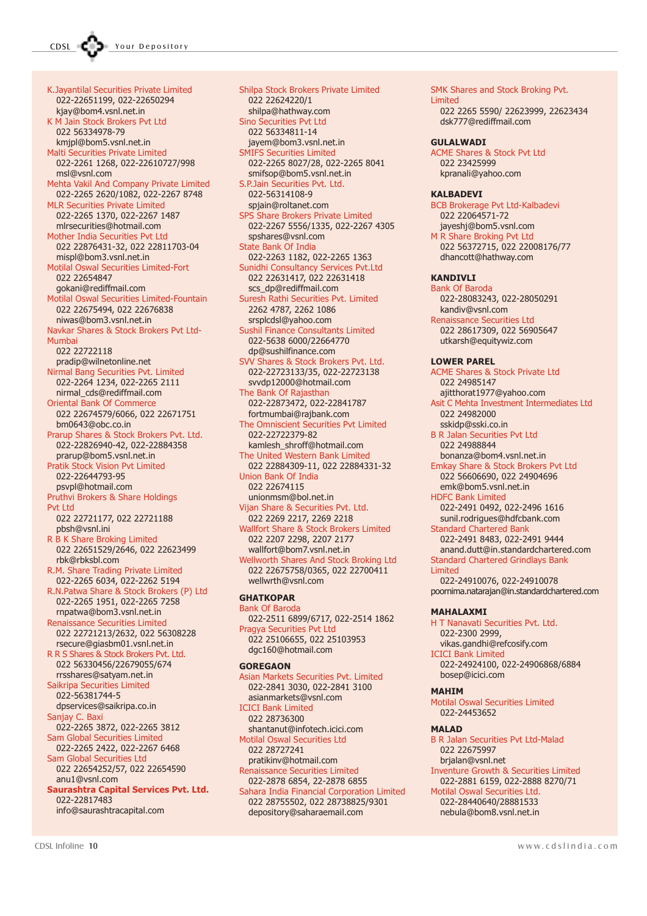K.Jayantilal Securities Private Limited
022-22651199, 022-22650294
kjay@bom4.vsnl.net.in

K M Jain Stock Brokers Pvt Ltd
022 56334978-79
kmjpl@bom5.vsnl.net.in

Malti Securities Private Limited
022-2261 1268, 022-22610727/998
msl@vsnl.com

Mehta Vakil And Company Private Limited
022-2265 2620/1082, 022-2267 8748

MLR Securities Private Limited
022-2265 1370, 022-2267 1487
mlrsecurities@hotmail.com

Mother India Securities Pvt Ltd
022 22876431-32, 022 22811703-04
mispl@bom3.vsnl.net.in

Motilal Oswal Securities Limited-Fort
022 22654847
gokani@rediffmail.com

Motilal Oswal Securities Limited-Fountain
022 22675494, 022 22676838
niwas@bom3.vsnl.net.in

Navkar Shares & Stock Brokers Pvt Ltd-Mumbai
022 22722118
pradip@wilnetonline.net

Nirmal Bang Securities Pvt. Limited
022-2264 1234, 022-2265 2111
nirmal_cds@rediffmail.com

Oriental Bank Of Commerce
022 22674579/6066, 022 22671751
bm0643@obc.co.in

Prarup Shares & Stock Brokers Pvt. Ltd.
022-22826940-42, 022-22884358
prarup@bom5.vsnl.net.in

Pratik Stock Vision Pvt Limited
022-22644793-95
psvpl@hotmail.com

Pruthvi Brokers & Share Holdings Pvt Ltd
022 22721177, 022 22721188
pbsh@vsnl.ini

R B K Share Broking Limited
022 22651529/2646, 022 22623499
rbk@rbksbl.com

R.M. Share Trading Private Limited
022-2265 6034, 022-2262 5194

R.N.Patwa Share & Stock Brokers (P) Ltd
022-2265 1951, 022-2265 7258
rnpatwa@bom3.vsnl.net.in

Renaissance Securities Limited
022 22721213/2632, 022 56308228
rsecure@giasbm01.vsnl.net.in

R R S Shares & Stock Brokers Pvt. Ltd.
022 56330456/22679055/674
rrsshares@satyam.net.in

Saikripa Securities Limited
022-56381744-5
dpservices@saikripa.co.in

Sanjay C. Baxi
022-2265 3872, 022-2265 3812

Sam Global Securities Limited
022-2265 2422, 022-2267 6468

Sam Global Securities Ltd
022 22654252/57, 022 22654590
anu1@vsnl.com

**Saurashtra Capital Services Pvt. Ltd.**
022-22817483
info@saurashtracapital.com

Shilpa Stock Brokers Private Limited
022 22624220/1
shilpa@hathway.com

Sino Securities Pvt Ltd
022 56334811-14
jayem@bom3.vsnl.net.in

SMIFS Securities Limited
022-2265 8027/28, 022-2265 8041
smifsop@bom5.vsnl.net.in

S.P.Jain Securities Pvt. Ltd.
022-56314108-9
spjain@roltanet.com

SPS Share Brokers Private Limited
022-2267 5556/1335, 022-2267 4305
spshares@vsnl.com

State Bank Of India
022-2263 1182, 022-2265 1363

Sunidhi Consultancy Services Pvt.Ltd
022 22631417, 022 22631418
scs_dp@rediffmail.com

Suresh Rathi Securities Pvt. Limited
2262 4787, 2262 1086
srsplcdsl@yahoo.com

Sushil Finance Consultants Limited
022-5638 6000/22664770
dp@sushilfinance.com

SVV Shares & Stock Brokers Pvt. Ltd.
022-22723133/35, 022-22723138
svvdp12000@hotmail.com

The Bank Of Rajasthan
022-22873472, 022-22841787
fortmumbai@rajbank.com

The Omniscient Securities Pvt Limited
022-22722379-82
kamlesh_shroff@hotmail.com

The United Western Bank Limited
022 22884309-11, 022 22884331-32

Union Bank Of India
022 22674115
unionmsm@bol.net.in

Vijan Share & Securities Pvt. Ltd.
022 2269 2217, 2269 2218

Wallfort Share & Stock Brokers Limited
022 2207 2298, 2207 2177
wallfort@bom7.vsnl.net.in

Wellworth Shares And Stock Broking Ltd
022 22675758/0365, 022 22700411
wellwrth@vsnl.com

### GHATKOPAR

Bank Of Baroda
022-2511 6899/6717, 022-2514 1862

Pragya Securities Pvt Ltd
022 25106655, 022 25103953
dgc160@hotmail.com

### GOREGAON

Asian Markets Securities Pvt. Limited
022-2841 3030, 022-2841 3100
asianmarkets@vsnl.com

ICICI Bank Limited
022 28736300
shantanut@infotech.icici.com

Motilal Oswal Securities Ltd
022 28727241
pratikinv@hotmail.com

Renaissance Securities Limited
022-2878 6854, 22-2878 6855

Sahara India Financial Corporation Limited
022 28755502, 022 28738825/9301
depository@saharaemail.com

SMK Shares and Stock Broking Pvt. Limited
022 2265 5590/ 22623999, 22623434
dsk777@rediffmail.com

### GULALWADI

ACME Shares & Stock Pvt Ltd
022 23425999
kpranali@yahoo.com

### KALBADEVI

BCB Brokerage Pvt Ltd-Kalbadevi
022 22064571-72
jayeshj@bom5.vsnl.com

M R Share Broking Pvt Ltd
022 56372715, 022 22008176/77
dhancott@hathway.com

### KANDIVLI

Bank Of Baroda
022-28083243, 022-28050291
kandiv@vsnl.com

Renaissance Securities Ltd
022 28617309, 022 56905647
utkarsh@equitywiz.com

### LOWER PAREL

ACME Shares & Stock Private Ltd
022 24985147
ajitthorat1977@yahoo.com

Asit C Mehta Investment Intermediates Ltd
022 24982000
sskidp@sski.co.in

B R Jalan Securities Pvt Ltd
022 24988844
bonanza@bom4.vsnl.net.in

Emkay Share & Stock Brokers Pvt Ltd
022 56606690, 022 24904696
emk@bom5.vsnl.net.in

HDFC Bank Limited
022-2491 0492, 022-2496 1616
sunil.rodrigues@hdfcbank.com

Standard Chartered Bank
022-2491 8483, 022-2491 9444
anand.dutt@in.standardchartered.com

Standard Chartered Grindlays Bank Limited
022-24910076, 022-24910078
poornima.natarajan@in.standardchartered.com

### MAHALAXMI

H T Nanavati Securities Pvt. Ltd.
022-2300 2999,
vikas.gandhi@refcosify.com

ICICI Bank Limited
022-24924100, 022-24906868/6884
bosep@icici.com

### MAHIM

Motilal Oswal Securities Limited
022-24453652

### MALAD

B R Jalan Securities Pvt Ltd-Malad
022 22675997
brjalan@vsnl.net

Inventure Growth & Securities Limited
022-2881 6159, 022-2888 8270/71

Motilal Oswal Securities Ltd.
022-28440640/28881533
nebula@bom8.vsnl.net.in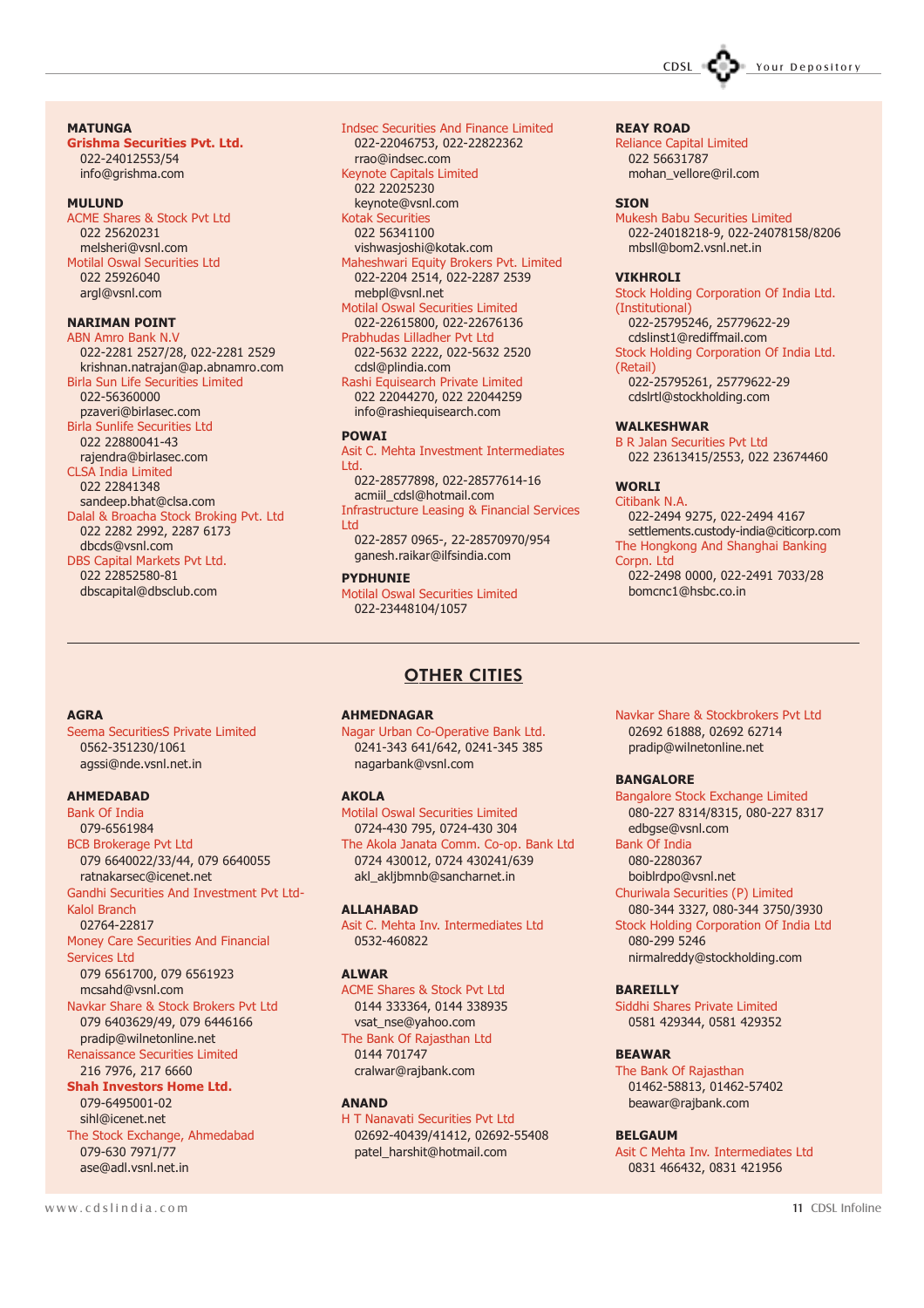**MATUNGA**

**Grishma Securities Pvt. Ltd.**
022-24012553/54
info@grishma.com

**MULUND**

ACME Shares & Stock Pvt Ltd
022 25620231
melsheri@vsnl.com

Motilal Oswal Securities Ltd
022 25926040
argl@vsnl.com

**NARIMAN POINT**

ABN Amro Bank N.V
022-2281 2527/28, 022-2281 2529
krishnan.natrajan@ap.abnamro.com

Birla Sun Life Securities Limited
022-56360000
pzaveri@birlasec.com

Birla Sunlife Securities Ltd
022 22880041-43
rajendra@birlasec.com

CLSA India Limited
022 22841348
sandeep.bhat@clsa.com

Dalal & Broacha Stock Broking Pvt. Ltd
022 2282 2992, 2287 6173
dbcds@vsnl.com

DBS Capital Markets Pvt Ltd.
022 22852580-81
dbscapital@dbsclub.com

Indsec Securities And Finance Limited
022-22046753, 022-22822362
rrao@indsec.com

Keynote Capitals Limited
022 22025230
keynote@vsnl.com

Kotak Securities
022 56341100
vishwasjoshi@kotak.com

Maheshwari Equity Brokers Pvt. Limited
022-2204 2514, 022-2287 2539
mebpl@vsnl.net

Motilal Oswal Securities Limited
022-22615800, 022-22676136

Prabhudas Lilladher Pvt Ltd
022-5632 2222, 022-5632 2520
cdsl@plindia.com

Rashi Equisearch Private Limited
022 22044270, 022 22044259
info@rashiequisearch.com

**POWAI**

Asit C. Mehta Investment Intermediates Ltd.
022-28577898, 022-28577614-16
acmiil_cdsl@hotmail.com

Infrastructure Leasing & Financial Services Ltd
022-2857 0965-, 22-28570970/954
ganesh.raikar@ilfsindia.com

**PYDHUNIE**

Motilal Oswal Securities Limited
022-23448104/1057

**REAY ROAD**

Reliance Capital Limited
022 56631787
mohan_vellore@ril.com

**SION**

Mukesh Babu Securities Limited
022-24018218-9, 022-24078158/8206
mbsll@bom2.vsnl.net.in

**VIKHROLI**

Stock Holding Corporation Of India Ltd. (Institutional)
022-25795246, 25779622-29
cdslinst1@rediffmail.com

Stock Holding Corporation Of India Ltd. (Retail)
022-25795261, 25779622-29
cdslrtl@stockholding.com

**WALKESHWAR**

B R Jalan Securities Pvt Ltd
022 23613415/2553, 022 23674460

**WORLI**

Citibank N.A.
022-2494 9275, 022-2494 4167
settlements.custody-india@citicorp.com

The Hongkong And Shanghai Banking Corpn. Ltd
022-2498 0000, 022-2491 7033/28
bomcnc1@hsbc.co.in

---

## OTHER CITIES

**AGRA**

Seema SecuritiesS Private Limited
0562-351230/1061
agssi@nde.vsnl.net.in

**AHMEDABAD**

Bank Of India
079-6561984

BCB Brokerage Pvt Ltd
079 6640022/33/44, 079 6640055
ratnakarsec@icenet.net

Gandhi Securities And Investment Pvt Ltd- Kalol Branch
02764-22817

Money Care Securities And Financial Services Ltd
079 6561700, 079 6561923
mcsahd@vsnl.com

Navkar Share & Stock Brokers Pvt Ltd
079 6403629/49, 079 6446166
pradip@wilnetonline.net

Renaissance Securities Limited
216 7976, 217 6660

**Shah Investors Home Ltd.**
079-6495001-02
sihl@icenet.net

The Stock Exchange, Ahmedabad
079-630 7971/77
ase@adl.vsnl.net.in

**AHMEDNAGAR**

Nagar Urban Co-Operative Bank Ltd.
0241-343 641/642, 0241-345 385
nagarbank@vsnl.com

**AKOLA**

Motilal Oswal Securities Limited
0724-430 795, 0724-430 304

The Akola Janata Comm. Co-op. Bank Ltd
0724 430012, 0724 430241/639
akl_akljbmnb@sancharnet.in

**ALLAHABAD**

Asit C. Mehta Inv. Intermediates Ltd
0532-460822

**ALWAR**

ACME Shares & Stock Pvt Ltd
0144 333364, 0144 338935
vsat_nse@yahoo.com

The Bank Of Rajasthan Ltd
0144 701747
cralwar@rajbank.com

**ANAND**

H T Nanavati Securities Pvt Ltd
02692-40439/41412, 02692-55408
patel_harshit@hotmail.com

Navkar Share & Stockbrokers Pvt Ltd
02692 61888, 02692 62714
pradip@wilnetonline.net

**BANGALORE**

Bangalore Stock Exchange Limited
080-227 8314/8315, 080-227 8317
edbgse@vsnl.com

Bank Of India
080-2280367
boiblrdpo@vsnl.net

Churiwala Securities (P) Limited
080-344 3327, 080-344 3750/3930

Stock Holding Corporation Of India Ltd
080-299 5246
nirmalreddy@stockholding.com

**BAREILLY**

Siddhi Shares Private Limited
0581 429344, 0581 429352

**BEAWAR**

The Bank Of Rajasthan
01462-58813, 01462-57402
beawar@rajbank.com

**BELGAUM**

Asit C Mehta Inv. Intermediates Ltd
0831 466432, 0831 421956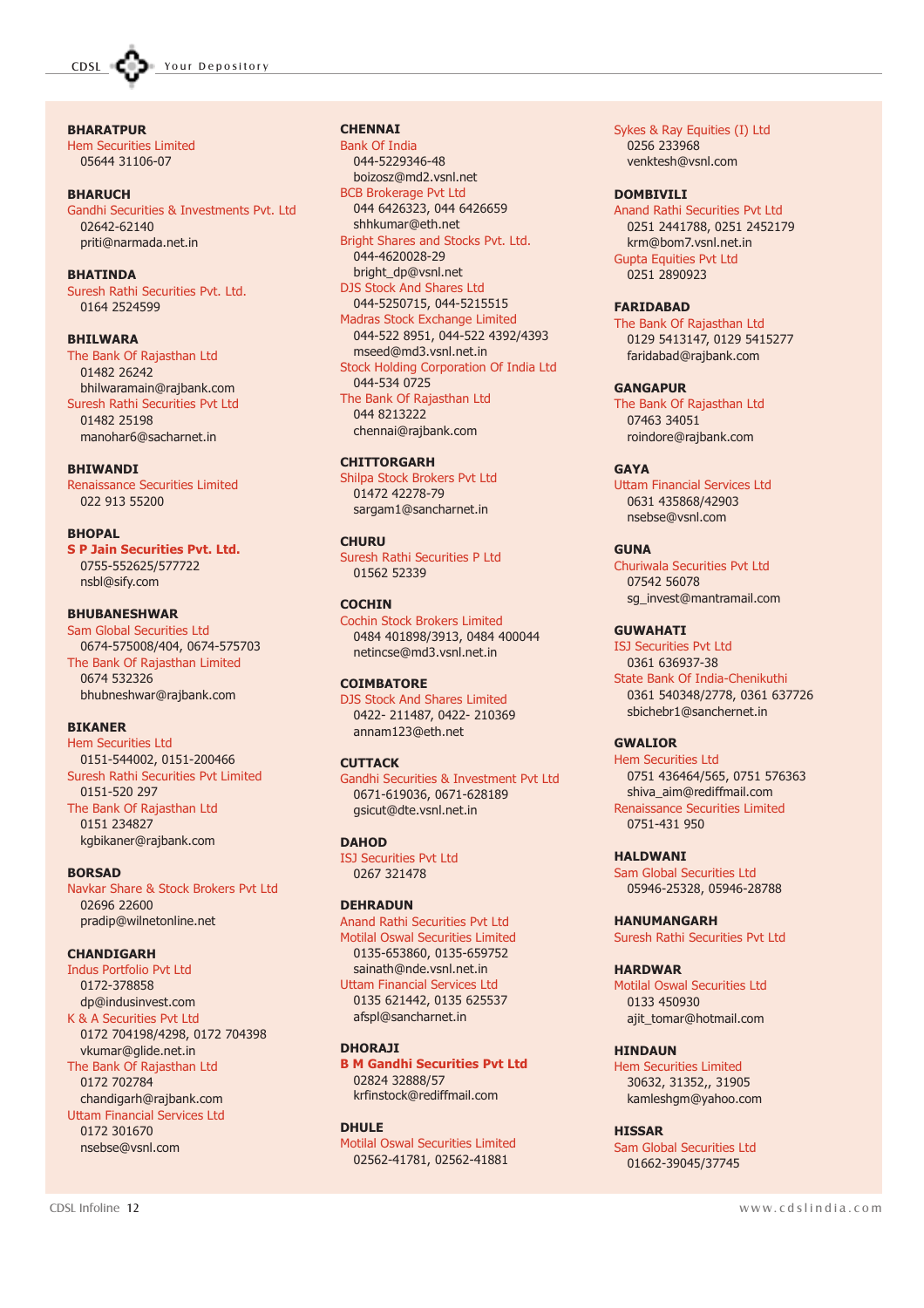**BHARATPUR**
Hem Securities Limited
05644 31106-07

**BHARUCH**
Gandhi Securities & Investments Pvt. Ltd
02642-62140
priti@narmada.net.in

**BHATINDA**
Suresh Rathi Securities Pvt. Ltd.
0164 2524599

**BHILWARA**
The Bank Of Rajasthan Ltd
01482 26242
bhilwaramain@rajbank.com
Suresh Rathi Securities Pvt Ltd
01482 25198
manohar6@sacharnet.in

**BHIWANDI**
Renaissance Securities Limited
022 913 55200

**BHOPAL**
**S P Jain Securities Pvt. Ltd.**
0755-552625/577722
nsbl@sify.com

**BHUBANESHWAR**
Sam Global Securities Ltd
0674-575008/404, 0674-575703
The Bank Of Rajasthan Limited
0674 532326
bhubneshwar@rajbank.com

**BIKANER**
Hem Securities Ltd
0151-544002, 0151-200466
Suresh Rathi Securities Pvt Limited
0151-520 297
The Bank Of Rajasthan Ltd
0151 234827
kgbikaner@rajbank.com

**BORSAD**
Navkar Share & Stock Brokers Pvt Ltd
02696 22600
pradip@wilnetonline.net

**CHANDIGARH**
Indus Portfolio Pvt Ltd
0172-378858
dp@indusinvest.com
K & A Securities Pvt Ltd
0172 704198/4298, 0172 704398
vkumar@glide.net.in
The Bank Of Rajasthan Ltd
0172 702784
chandigarh@rajbank.com
Uttam Financial Services Ltd
0172 301670
nsebse@vsnl.com

**CHENNAI**
Bank Of India
044-5229346-48
boizosz@md2.vsnl.net
BCB Brokerage Pvt Ltd
044 6426323, 044 6426659
shhkumar@eth.net
Bright Shares and Stocks Pvt. Ltd.
044-4620028-29
bright_dp@vsnl.net
DJS Stock And Shares Ltd
044-5250715, 044-5215515
Madras Stock Exchange Limited
044-522 8951, 044-522 4392/4393
mseed@md3.vsnl.net.in
Stock Holding Corporation Of India Ltd
044-534 0725
The Bank Of Rajasthan Ltd
044 8213222
chennai@rajbank.com

**CHITTORGARH**
Shilpa Stock Brokers Pvt Ltd
01472 42278-79
sargam1@sancharnet.in

**CHURU**
Suresh Rathi Securities P Ltd
01562 52339

**COCHIN**
Cochin Stock Brokers Limited
0484 401898/3913, 0484 400044
netincse@md3.vsnl.net.in

**COIMBATORE**
DJS Stock And Shares Limited
0422- 211487, 0422- 210369
annam123@eth.net

**CUTTACK**
Gandhi Securities & Investment Pvt Ltd
0671-619036, 0671-628189
gsicut@dte.vsnl.net.in

**DAHOD**
ISJ Securities Pvt Ltd
0267 321478

**DEHRADUN**
Anand Rathi Securities Pvt Ltd
Motilal Oswal Securities Limited
0135-653860, 0135-659752
sainath@nde.vsnl.net.in
Uttam Financial Services Ltd
0135 621442, 0135 625537
afspl@sancharnet.in

**DHORAJI**
**B M Gandhi Securities Pvt Ltd**
02824 32888/57
krfinstock@rediffmail.com

**DHULE**
Motilal Oswal Securities Limited
02562-41781, 02562-41881

Sykes & Ray Equities (I) Ltd
0256 233968
venktesh@vsnl.com

**DOMBIVILI**
Anand Rathi Securities Pvt Ltd
0251 2441788, 0251 2452179
krm@bom7.vsnl.net.in
Gupta Equities Pvt Ltd
0251 2890923

**FARIDABAD**
The Bank Of Rajasthan Ltd
0129 5413147, 0129 5415277
faridabad@rajbank.com

**GANGAPUR**
The Bank Of Rajasthan Ltd
07463 34051
roindore@rajbank.com

**GAYA**
Uttam Financial Services Ltd
0631 435868/42903
nsebse@vsnl.com

**GUNA**
Churiwala Securities Pvt Ltd
07542 56078
sg_invest@mantramail.com

**GUWAHATI**
ISJ Securities Pvt Ltd
0361 636937-38
State Bank Of India-Chenikuthi
0361 540348/2778, 0361 637726
sbichebr1@sanchernet.in

**GWALIOR**
Hem Securities Ltd
0751 436464/565, 0751 576363
shiva_aim@rediffmail.com
Renaissance Securities Limited
0751-431 950

**HALDWANI**
Sam Global Securities Ltd
05946-25328, 05946-28788

**HANUMANGARH**
Suresh Rathi Securities Pvt Ltd

**HARDWAR**
Motilal Oswal Securities Ltd
0133 450930
ajit_tomar@hotmail.com

**HINDAUN**
Hem Securities Limited
30632, 31352,, 31905
kamleshgm@yahoo.com

**HISSAR**
Sam Global Securities Ltd
01662-39045/37745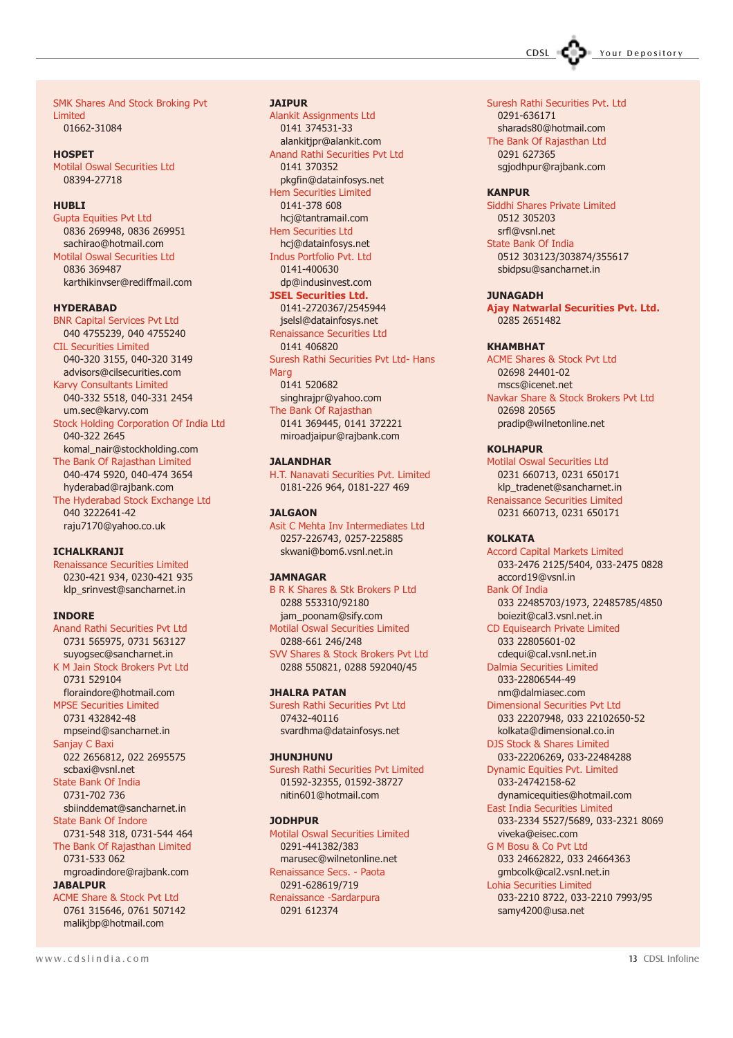SMK Shares And Stock Broking Pvt Limited
01662-31084

**HOSPET**

Motilal Oswal Securities Ltd
08394-27718

**HUBLI**

Gupta Equities Pvt Ltd
0836 269948, 0836 269951
sachirao@hotmail.com

Motilal Oswal Securities Ltd
0836 369487
karthikinvser@rediffmail.com

**HYDERABAD**

BNR Capital Services Pvt Ltd
040 4755239, 040 4755240

CIL Securities Limited
040-320 3155, 040-320 3149
advisors@cilsecurities.com

Karvy Consultants Limited
040-332 5518, 040-331 2454
um.sec@karvy.com

Stock Holding Corporation Of India Ltd
040-322 2645
komal_nair@stockholding.com

The Bank Of Rajasthan Limited
040-474 5920, 040-474 3654
hyderabad@rajbank.com

The Hyderabad Stock Exchange Ltd
040 3222641-42
raju7170@yahoo.co.uk

**ICHALKRANJI**

Renaissance Securities Limited
0230-421 934, 0230-421 935
klp_srinvest@sancharnet.in

**INDORE**

Anand Rathi Securities Pvt Ltd
0731 565975, 0731 563127
suyogsec@sancharnet.in

K M Jain Stock Brokers Pvt Ltd
0731 529104
floraindore@hotmail.com

MPSE Securities Limited
0731 432842-48
mpseind@sancharnet.in

Sanjay C Baxi
022 2656812, 022 2695575
scbaxi@vsnl.net

State Bank Of India
0731-702 736
sbiinddemat@sancharnet.in

State Bank Of Indore
0731-548 318, 0731-544 464

The Bank Of Rajasthan Limited
0731-533 062
mgroadindore@rajbank.com

**JABALPUR**

ACME Share & Stock Pvt Ltd
0761 315646, 0761 507142
malikjbp@hotmail.com

**JAIPUR**

Alankit Assignments Ltd
0141 374531-33
alankitjpr@alankit.com

Anand Rathi Securities Pvt Ltd
0141 370352
pkgfin@datainfosys.net

Hem Securities Limited
0141-378 608
hcj@tantramail.com

Hem Securities Ltd
hcj@datainfosys.net

Indus Portfolio Pvt. Ltd
0141-400630
dp@indusinvest.com

**JSEL Securities Ltd.**
0141-2720367/2545944
jselsl@datainfosys.net

Renaissance Securities Ltd
0141 406820

Suresh Rathi Securities Pvt Ltd- Hans Marg
0141 520682
singhrajrp@yahoo.com

The Bank Of Rajasthan
0141 369445, 0141 372221
miroadjaipur@rajbank.com

**JALANDHAR**

H.T. Nanavati Securities Pvt. Limited
0181-226 964, 0181-227 469

**JALGAON**

Asit C Mehta Inv Intermediates Ltd
0257-226743, 0257-225885
skwani@bom6.vsnl.net.in

**JAMNAGAR**

B R K Shares & Stk Brokers P Ltd
0288 553310/92180
jam_poonam@sify.com

Motilal Oswal Securities Limited
0288-661 246/248

SVV Shares & Stock Brokers Pvt Ltd
0288 550821, 0288 592040/45

**JHALRA PATAN**

Suresh Rathi Securities Pvt Ltd
07432-40116
svardhma@datainfosys.net

**JHUNJHUNU**

Suresh Rathi Securities Pvt Limited
01592-32355, 01592-38727
nitin601@hotmail.com

**JODHPUR**

Motilal Oswal Securities Limited
0291-441382/383
marusec@wilnetonline.net

Renaissance Secs. - Paota
0291-628619/719

Renaissance -Sardarpura
0291 612374

Suresh Rathi Securities Pvt. Ltd
0291-636171
sharads80@hotmail.com

The Bank Of Rajasthan Ltd
0291 627365
sgjodhpur@rajbank.com

**KANPUR**

Siddhi Shares Private Limited
0512 305203
srfl@vsnl.net

State Bank Of India
0512 303123/303874/355617
sbidpsu@sancharnet.in

**JUNAGADH**

**Ajay Natwarlal Securities Pvt. Ltd.**
0285 2651482

**KHAMBHAT**

ACME Shares & Stock Pvt Ltd
02698 24401-02
mscs@icenet.net

Navkar Share & Stock Brokers Pvt Ltd
02698 20565
pradip@wilnetonline.net

**KOLHAPUR**

Motilal Oswal Securities Ltd
0231 660713, 0231 650171
klp_tradenet@sancharnet.in

Renaissance Securities Limited
0231 660713, 0231 650171

**KOLKATA**

Accord Capital Markets Limited
033-2476 2125/5404, 033-2475 0828
accord19@vsnl.in

Bank Of India
033 22485703/1973, 22485785/4850
boiezit@cal3.vsnl.net.in

CD Equisearch Private Limited
033 22805601-02
cdequi@cal.vsnl.net.in

Dalmia Securities Limited
033-22806544-49
nm@dalmiasec.com

Dimensional Securities Pvt Ltd
033 22207948, 033 22102650-52
kolkata@dimensional.co.in

DJS Stock & Shares Limited
033-22206269, 033-22484288

Dynamic Equities Pvt. Limited
033-24742158-62
dynamicequities@hotmail.com

East India Securities Limited
033-2334 5527/5689, 033-2321 8069
viveka@eisec.com

G M Bosu & Co Pvt Ltd
033 24662822, 033 24664363
gmbcolk@cal2.vsnl.net.in

Lohia Securities Limited
033-2210 8722, 033-2210 7993/95
samy4200@usa.net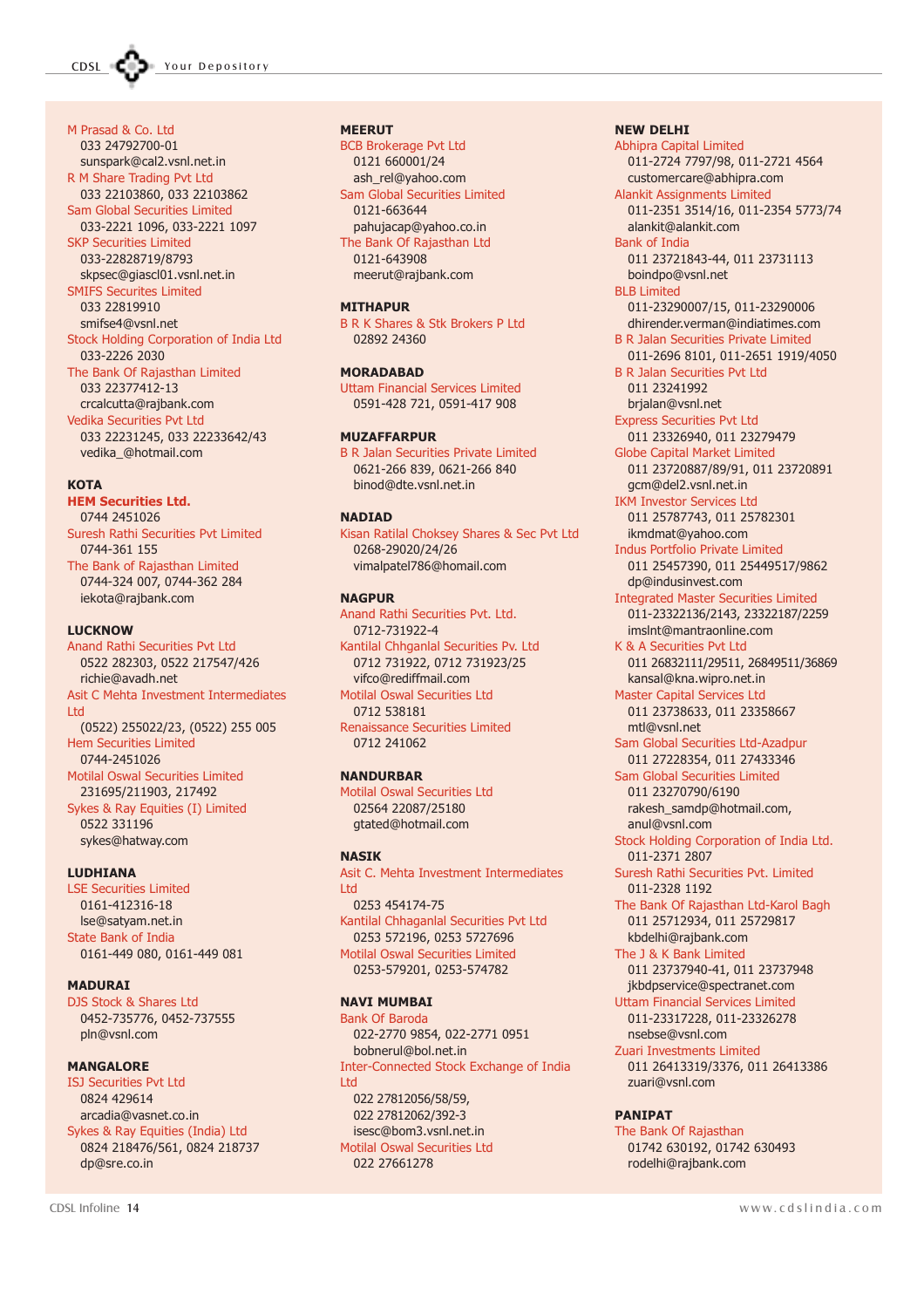M Prasad & Co. Ltd
033 24792700-01
sunspark@cal2.vsnl.net.in

R M Share Trading Pvt Ltd
033 22103860, 033 22103862

Sam Global Securities Limited
033-2221 1096, 033-2221 1097

SKP Securities Limited
033-22828719/8793
skpsec@giascl01.vsnl.net.in

SMIFS Securites Limited
033 22819910
smifse4@vsnl.net

Stock Holding Corporation of India Ltd
033-2226 2030

The Bank Of Rajasthan Limited
033 22377412-13
crcalcutta@rajbank.com

Vedika Securities Pvt Ltd
033 22231245, 033 22233642/43
vedika_@hotmail.com

**KOTA**

**HEM Securities Ltd.**
0744 2451026

Suresh Rathi Securities Pvt Limited
0744-361 155

The Bank of Rajasthan Limited
0744-324 007, 0744-362 284
iekota@rajbank.com

**LUCKNOW**

Anand Rathi Securities Pvt Ltd
0522 282303, 0522 217547/426
richie@avadh.net

Asit C Mehta Investment Intermediates Ltd
(0522) 255022/23, (0522) 255 005

Hem Securities Limited
0744-2451026

Motilal Oswal Securities Limited
231695/211903, 217492

Sykes & Ray Equities (I) Limited
0522 331196
sykes@hatway.com

**LUDHIANA**

LSE Securities Limited
0161-412316-18
lse@satyam.net.in

State Bank of India
0161-449 080, 0161-449 081

**MADURAI**

DJS Stock & Shares Ltd
0452-735776, 0452-737555
pln@vsnl.com

**MANGALORE**

ISJ Securities Pvt Ltd
0824 429614
arcadia@vasnet.co.in

Sykes & Ray Equities (India) Ltd
0824 218476/561, 0824 218737
dp@sre.co.in

**MEERUT**

BCB Brokerage Pvt Ltd
0121 660001/24
ash_rel@yahoo.com

Sam Global Securities Limited
0121-663644
pahujacap@yahoo.co.in

The Bank Of Rajasthan Ltd
0121-643908
meerut@rajbank.com

**MITHAPUR**

B R K Shares & Stk Brokers P Ltd
02892 24360

**MORADABAD**

Uttam Financial Services Limited
0591-428 721, 0591-417 908

**MUZAFFARPUR**

B R Jalan Securities Private Limited
0621-266 839, 0621-266 840
binod@dte.vsnl.net.in

**NADIAD**

Kisan Ratilal Choksey Shares & Sec Pvt Ltd
0268-29020/24/26
vimalpatel786@homail.com

**NAGPUR**

Anand Rathi Securities Pvt. Ltd.
0712-731922-4

Kantilal Chhganlal Securities Pv. Ltd
0712 731922, 0712 731923/25
vifco@rediffmail.com

Motilal Oswal Securities Ltd
0712 538181

Renaissance Securities Limited
0712 241062

**NANDURBAR**

Motilal Oswal Securities Ltd
02564 22087/25180
gtated@hotmail.com

**NASIK**

Asit C. Mehta Investment Intermediates Ltd
0253 454174-75

Kantilal Chhaganlal Securities Pvt Ltd
0253 572196, 0253 5727696

Motilal Oswal Securities Limited
0253-579201, 0253-574782

**NAVI MUMBAI**

Bank Of Baroda
022-2770 9854, 022-2771 0951
bobnerul@bol.net.in

Inter-Connected Stock Exchange of India Ltd
022 27812056/58/59,
022 27812062/392-3
isesc@bom3.vsnl.net.in

Motilal Oswal Securities Ltd
022 27661278

**NEW DELHI**

Abhipra Capital Limited
011-2724 7797/98, 011-2721 4564
customercare@abhipra.com

Alankit Assignments Limited
011-2351 3514/16, 011-2354 5773/74
alankit@alankit.com

Bank of India
011 23721843-44, 011 23731113
boindpo@vsnl.net

BLB Limited
011-23290007/15, 011-23290006
dhirender.verman@indiatimes.com

B R Jalan Securities Private Limited
011-2696 8101, 011-2651 1919/4050

B R Jalan Securities Pvt Ltd
011 23241992
brjalan@vsnl.net

Express Securities Pvt Ltd
011 23326940, 011 23279479

Globe Capital Market Limited
011 23720887/89/91, 011 23720891
gcm@del2.vsnl.net.in

IKM Investor Services Ltd
011 25787743, 011 25782301
ikmdmat@yahoo.com

Indus Portfolio Private Limited
011 25457390, 011 25449517/9862
dp@indusinvest.com

Integrated Master Securities Limited
011-23322136/2143, 23322187/2259
imslnt@mantraonline.com

K & A Securities Pvt Ltd
011 26832111/29511, 26849511/36869
kansal@kna.wipro.net.in

Master Capital Services Ltd
011 23738633, 011 23358667
mtl@vsnl.net

Sam Global Securities Ltd-Azadpur
011 27228354, 011 27433346

Sam Global Securities Limited
011 23270790/6190
rakesh_samdp@hotmail.com,
anul@vsnl.com

Stock Holding Corporation of India Ltd.
011-2371 2807

Suresh Rathi Securities Pvt. Limited
011-2328 1192

The Bank Of Rajasthan Ltd-Karol Bagh
011 25712934, 011 25729817
kbdelhi@rajbank.com

The J & K Bank Limited
011 23737940-41, 011 23737948
jkbdpservice@spectranet.com

Uttam Financial Services Limited
011-23317228, 011-23326278
nsebse@vsnl.com

Zuari Investments Limited
011 26413319/3376, 011 26413386
zuari@vsnl.com

**PANIPAT**

The Bank Of Rajasthan
01742 630192, 01742 630493
rodelhi@rajbank.com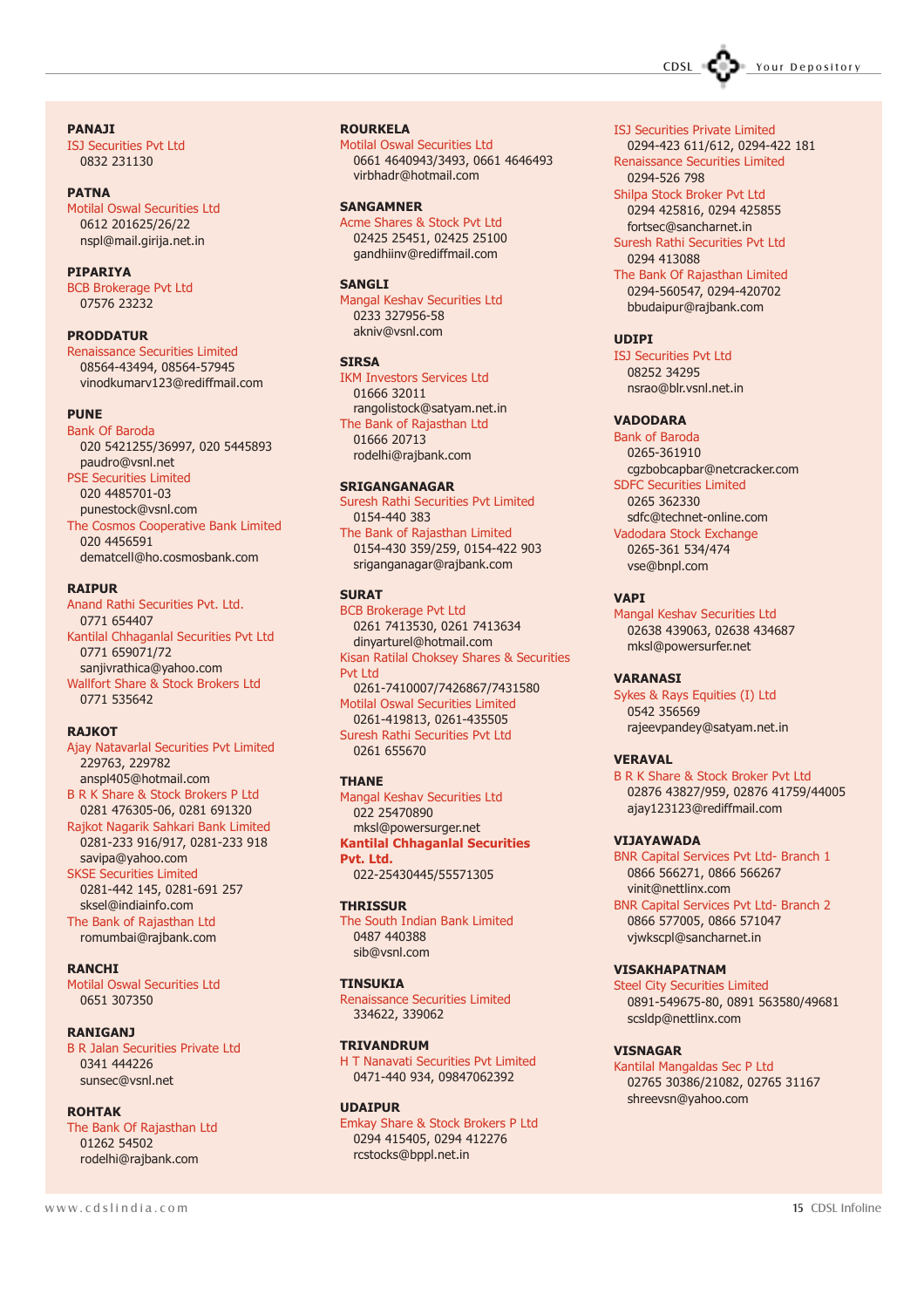**PANAJI**
ISJ Securities Pvt Ltd
0832 231130

**PATNA**
Motilal Oswal Securities Ltd
0612 201625/26/22
nspl@mail.girija.net.in

**PIPARIYA**
BCB Brokerage Pvt Ltd
07576 23232

**PRODDATUR**
Renaissance Securities Limited
08564-43494, 08564-57945
vinodkumarv123@rediffmail.com

**PUNE**
Bank Of Baroda
020 5421255/36997, 020 5445893
paudro@vsnl.net
PSE Securities Limited
020 4485701-03
punestock@vsnl.com
The Cosmos Cooperative Bank Limited
020 4456591
dematcell@ho.cosmosbank.com

**RAIPUR**
Anand Rathi Securities Pvt. Ltd.
0771 654407
Kantilal Chhaganlal Securities Pvt Ltd
0771 659071/72
sanjivrathica@yahoo.com
Wallfort Share & Stock Brokers Ltd
0771 535642

**RAJKOT**
Ajay Natavarlal Securities Pvt Limited
229763, 229782
anspl405@hotmail.com
B R K Share & Stock Brokers P Ltd
0281 476305-06, 0281 691320
Rajkot Nagarik Sahkari Bank Limited
0281-233 916/917, 0281-233 918
savipa@yahoo.com
SKSE Securities Limited
0281-442 145, 0281-691 257
sksel@indiainfo.com
The Bank of Rajasthan Ltd
romumbai@rajbank.com

**RANCHI**
Motilal Oswal Securities Ltd
0651 307350

**RANIGANJ**
B R Jalan Securities Private Ltd
0341 444226
sunsec@vsnl.net

**ROHTAK**
The Bank Of Rajasthan Ltd
01262 54502
rodelhi@rajbank.com

**ROURKELA**
Motilal Oswal Securities Ltd
0661 4640943/3493, 0661 4646493
virbhadr@hotmail.com

**SANGAMNER**
Acme Shares & Stock Pvt Ltd
02425 25451, 02425 25100
gandhiinv@rediffmail.com

**SANGLI**
Mangal Keshav Securities Ltd
0233 327956-58
akniv@vsnl.com

**SIRSA**
IKM Investors Services Ltd
01666 32011
rangolistock@satyam.net.in
The Bank of Rajasthan Ltd
01666 20713
rodelhi@rajbank.com

**SRIGANGANAGAR**
Suresh Rathi Securities Pvt Limited
0154-440 383
The Bank of Rajasthan Limited
0154-430 359/259, 0154-422 903
sriganganagar@rajbank.com

**SURAT**
BCB Brokerage Pvt Ltd
0261 7413530, 0261 7413634
dinyarturel@hotmail.com
Kisan Ratilal Choksey Shares & Securities Pvt Ltd
0261-7410007/7426867/7431580
Motilal Oswal Securities Limited
0261-419813, 0261-435505
Suresh Rathi Securities Pvt Ltd
0261 655670

**THANE**
Mangal Keshav Securities Ltd
022 25470890
mksl@powersurger.net
**Kantilal Chhaganlal Securities Pvt. Ltd.**
022-25430445/55571305

**THRISSUR**
The South Indian Bank Limited
0487 440388
sib@vsnl.com

**TINSUKIA**
Renaissance Securities Limited
334622, 339062

**TRIVANDRUM**
H T Nanavati Securities Pvt Limited
0471-440 934, 09847062392

**UDAIPUR**
Emkay Share & Stock Brokers P Ltd
0294 415405, 0294 412276
rcstocks@bppl.net.in
ISJ Securities Private Limited
0294-423 611/612, 0294-422 181
Renaissance Securities Limited
0294-526 798
Shilpa Stock Broker Pvt Ltd
0294 425816, 0294 425855
fortsec@sancharnet.in
Suresh Rathi Securities Pvt Ltd
0294 413088
The Bank Of Rajasthan Limited
0294-560547, 0294-420702
bbudaipur@rajbank.com

**UDIPI**
ISJ Securities Pvt Ltd
08252 34295
nsrao@blr.vsnl.net.in

**VADODARA**
Bank of Baroda
0265-361910
cgzbobcapbar@netcracker.com
SDFC Securities Limited
0265 362330
sdfc@technet-online.com
Vadodara Stock Exchange
0265-361 534/474
vse@bnpl.com

**VAPI**
Mangal Keshav Securities Ltd
02638 439063, 02638 434687
mksl@powersurfer.net

**VARANASI**
Sykes & Rays Equities (I) Ltd
0542 356569
rajeevpandey@satyam.net.in

**VERAVAL**
B R K Share & Stock Broker Pvt Ltd
02876 43827/959, 02876 41759/44005
ajay123123@rediffmail.com

**VIJAYAWADA**
BNR Capital Services Pvt Ltd- Branch 1
0866 566271, 0866 566267
vinit@nettlinx.com
BNR Capital Services Pvt Ltd- Branch 2
0866 577005, 0866 571047
vjwkscpl@sancharnet.in

**VISAKHAPATNAM**
Steel City Securities Limited
0891-549675-80, 0891 563580/49681
scsldp@nettlinx.com

**VISNAGAR**
Kantilal Mangaldas Sec P Ltd
02765 30386/21082, 02765 31167
shreevsn@yahoo.com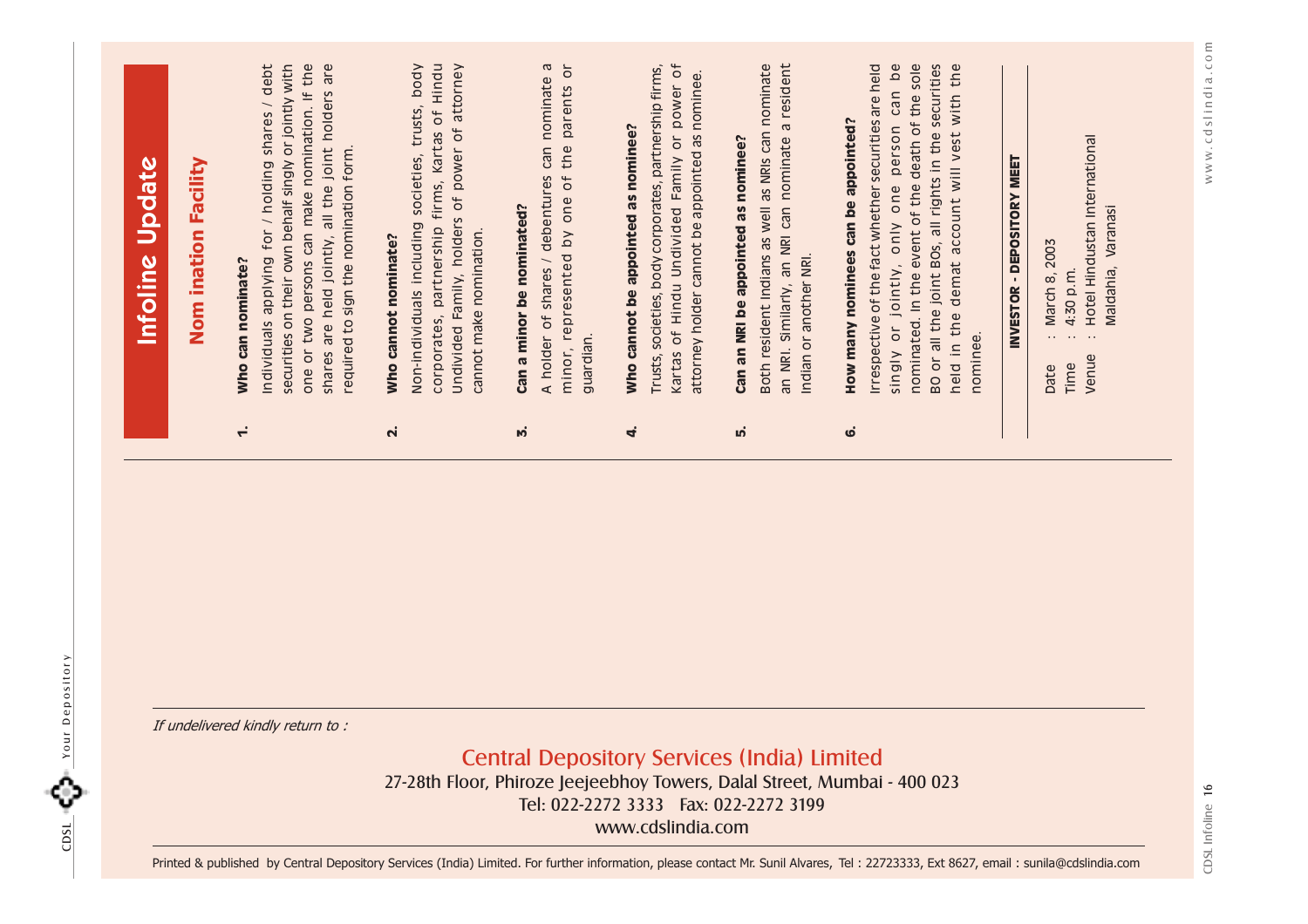# Infoline Update

## Nomination Facility

1. **Who can nominate?**

   Individuals applying for / holding shares / debt securities on their own behalf singly or jointly with one or two persons can make nomination. If the shares are held jointly, all the joint holders are required to sign the nomination form.

2. **Who cannot nominate?**

   Non-individuals including societies, trusts, body corporates, partnership firms, Kartas of Hindu Undivided Family, holders of power of attorney cannot make nomination.

3. **Can a minor be nominated?**

   A holder of shares / debentures can nominate a minor, represented by one of the parents or guardian.

4. **Who cannot be appointed as nominee?**

   Trusts, societies, body corporates, partnership firms, Kartas of Hindu Undivided Family or power of attorney holder cannot be appointed as nominee.

5. **Can an NRI be appointed as nominee?**

   Both resident Indians as well as NRIs can nominate an NRI. Similarly, an NRI can nominate a resident Indian or another NRI.

6. **How many nominees can be appointed?**

   Irrespective of the fact whether securities are held singly or jointly, only one person can be nominated. In the event of the death of the sole BO or all the joint BOs, all rights in the securities held in the demat account will vest with the nominee.

**INVESTOR - DEPOSITORY MEET**

Date : March 8, 2003
Time : 4:30 p.m.
Venue : Hotel Hindustan International
Maldahia, Varanasi

*If undelivered kindly return to :*

Central Depository Services (India) Limited
27-28th Floor, Phiroze Jeejeebhoy Towers, Dalal Street, Mumbai - 400 023
Tel: 022-2272 3333 Fax: 022-2272 3199
www.cdslindia.com

Printed & published by Central Depository Services (India) Limited. For further information, please contact Mr. Sunil Alvares, Tel : 22723333, Ext 8627, email : sunila@cdslindia.com